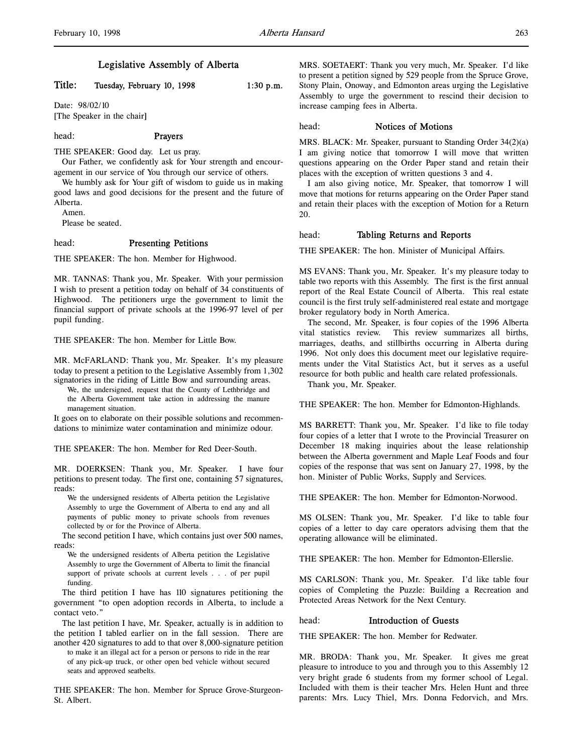# Legislative Assembly of Alberta

**Title: Tuesday, February 10, 1998 1:30 p.m.**

Date: 98/02/10
[The Speaker in the chair]

head: **Prayers**

THE SPEAKER: Good day. Let us pray.

Our Father, we confidently ask for Your strength and encouragement in our service of You through our service of others.

We humbly ask for Your gift of wisdom to guide us in making good laws and good decisions for the present and the future of Alberta.

Amen.

Please be seated.

head: **Presenting Petitions**

THE SPEAKER: The hon. Member for Highwood.

MR. TANNAS: Thank you, Mr. Speaker. With your permission I wish to present a petition today on behalf of 34 constituents of Highwood. The petitioners urge the government to limit the financial support of private schools at the 1996-97 level of per pupil funding.

THE SPEAKER: The hon. Member for Little Bow.

MR. McFARLAND: Thank you, Mr. Speaker. It's my pleasure today to present a petition to the Legislative Assembly from 1,302 signatories in the riding of Little Bow and surrounding areas.

> We, the undersigned, request that the County of Lethbridge and the Alberta Government take action in addressing the manure management situation.

It goes on to elaborate on their possible solutions and recommendations to minimize water contamination and minimize odour.

THE SPEAKER: The hon. Member for Red Deer-South.

MR. DOERKSEN: Thank you, Mr. Speaker. I have four petitions to present today. The first one, containing 57 signatures, reads:

> We the undersigned residents of Alberta petition the Legislative Assembly to urge the Government of Alberta to end any and all payments of public money to private schools from revenues collected by or for the Province of Alberta.

The second petition I have, which contains just over 500 names, reads:

> We the undersigned residents of Alberta petition the Legislative Assembly to urge the Government of Alberta to limit the financial support of private schools at current levels . . . of per pupil funding.

The third petition I have has 110 signatures petitioning the government "to open adoption records in Alberta, to include a contact veto."

The last petition I have, Mr. Speaker, actually is in addition to the petition I tabled earlier on in the fall session. There are another 420 signatures to add to that over 8,000-signature petition

> to make it an illegal act for a person or persons to ride in the rear of any pick-up truck, or other open bed vehicle without secured seats and approved seatbelts.

THE SPEAKER: The hon. Member for Spruce Grove-Sturgeon-St. Albert.

MRS. SOETAERT: Thank you very much, Mr. Speaker. I'd like to present a petition signed by 529 people from the Spruce Grove, Stony Plain, Onoway, and Edmonton areas urging the Legislative Assembly to urge the government to rescind their decision to increase camping fees in Alberta.

head: **Notices of Motions**

MRS. BLACK: Mr. Speaker, pursuant to Standing Order 34(2)(a) I am giving notice that tomorrow I will move that written questions appearing on the Order Paper stand and retain their places with the exception of written questions 3 and 4.

I am also giving notice, Mr. Speaker, that tomorrow I will move that motions for returns appearing on the Order Paper stand and retain their places with the exception of Motion for a Return 20.

head: **Tabling Returns and Reports**

THE SPEAKER: The hon. Minister of Municipal Affairs.

MS EVANS: Thank you, Mr. Speaker. It's my pleasure today to table two reports with this Assembly. The first is the first annual report of the Real Estate Council of Alberta. This real estate council is the first truly self-administered real estate and mortgage broker regulatory body in North America.

The second, Mr. Speaker, is four copies of the 1996 Alberta vital statistics review. This review summarizes all births, marriages, deaths, and stillbirths occurring in Alberta during 1996. Not only does this document meet our legislative requirements under the Vital Statistics Act, but it serves as a useful resource for both public and health care related professionals.

Thank you, Mr. Speaker.

THE SPEAKER: The hon. Member for Edmonton-Highlands.

MS BARRETT: Thank you, Mr. Speaker. I'd like to file today four copies of a letter that I wrote to the Provincial Treasurer on December 18 making inquiries about the lease relationship between the Alberta government and Maple Leaf Foods and four copies of the response that was sent on January 27, 1998, by the hon. Minister of Public Works, Supply and Services.

THE SPEAKER: The hon. Member for Edmonton-Norwood.

MS OLSEN: Thank you, Mr. Speaker. I'd like to table four copies of a letter to day care operators advising them that the operating allowance will be eliminated.

THE SPEAKER: The hon. Member for Edmonton-Ellerslie.

MS CARLSON: Thank you, Mr. Speaker. I'd like table four copies of Completing the Puzzle: Building a Recreation and Protected Areas Network for the Next Century.

head: **Introduction of Guests**

THE SPEAKER: The hon. Member for Redwater.

MR. BRODA: Thank you, Mr. Speaker. It gives me great pleasure to introduce to you and through you to this Assembly 12 very bright grade 6 students from my former school of Legal. Included with them is their teacher Mrs. Helen Hunt and three parents: Mrs. Lucy Thiel, Mrs. Donna Fedorvich, and Mrs.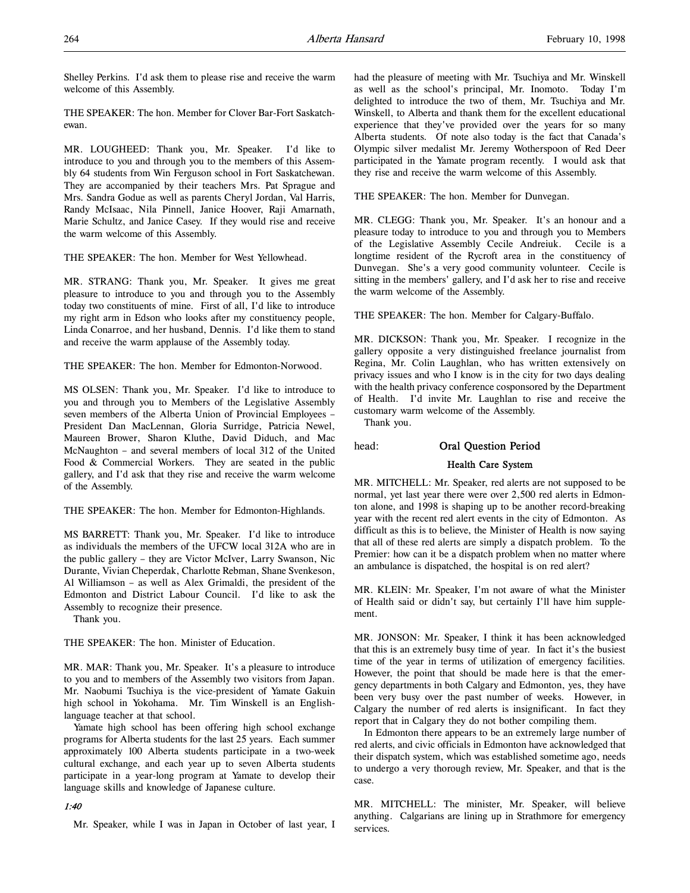Shelley Perkins. I'd ask them to please rise and receive the warm welcome of this Assembly.

THE SPEAKER: The hon. Member for Clover Bar-Fort Saskatchewan.

MR. LOUGHEED: Thank you, Mr. Speaker. I'd like to introduce to you and through you to the members of this Assembly 64 students from Win Ferguson school in Fort Saskatchewan. They are accompanied by their teachers Mrs. Pat Sprague and Mrs. Sandra Godue as well as parents Cheryl Jordan, Val Harris, Randy McIsaac, Nila Pinnell, Janice Hoover, Raji Amarnath, Marie Schultz, and Janice Casey. If they would rise and receive the warm welcome of this Assembly.

THE SPEAKER: The hon. Member for West Yellowhead.

MR. STRANG: Thank you, Mr. Speaker. It gives me great pleasure to introduce to you and through you to the Assembly today two constituents of mine. First of all, I'd like to introduce my right arm in Edson who looks after my constituency people, Linda Conarroe, and her husband, Dennis. I'd like them to stand and receive the warm applause of the Assembly today.

THE SPEAKER: The hon. Member for Edmonton-Norwood.

MS OLSEN: Thank you, Mr. Speaker. I'd like to introduce to you and through you to Members of the Legislative Assembly seven members of the Alberta Union of Provincial Employees – President Dan MacLennan, Gloria Surridge, Patricia Newel, Maureen Brower, Sharon Kluthe, David Diduch, and Mac McNaughton – and several members of local 312 of the United Food & Commercial Workers. They are seated in the public gallery, and I'd ask that they rise and receive the warm welcome of the Assembly.

THE SPEAKER: The hon. Member for Edmonton-Highlands.

MS BARRETT: Thank you, Mr. Speaker. I'd like to introduce as individuals the members of the UFCW local 312A who are in the public gallery – they are Victor McIver, Larry Swanson, Nic Durante, Vivian Cheperdak, Charlotte Rebman, Shane Svenkeson, Al Williamson – as well as Alex Grimaldi, the president of the Edmonton and District Labour Council. I'd like to ask the Assembly to recognize their presence.

Thank you.

THE SPEAKER: The hon. Minister of Education.

MR. MAR: Thank you, Mr. Speaker. It's a pleasure to introduce to you and to members of the Assembly two visitors from Japan. Mr. Naobumi Tsuchiya is the vice-president of Yamate Gakuin high school in Yokohama. Mr. Tim Winskell is an English-language teacher at that school.

Yamate high school has been offering high school exchange programs for Alberta students for the last 25 years. Each summer approximately 100 Alberta students participate in a two-week cultural exchange, and each year up to seven Alberta students participate in a year-long program at Yamate to develop their language skills and knowledge of Japanese culture.

*1:40*

Mr. Speaker, while I was in Japan in October of last year, I had the pleasure of meeting with Mr. Tsuchiya and Mr. Winskell as well as the school's principal, Mr. Inomoto. Today I'm delighted to introduce the two of them, Mr. Tsuchiya and Mr. Winskell, to Alberta and thank them for the excellent educational experience that they've provided over the years for so many Alberta students. Of note also today is the fact that Canada's Olympic silver medalist Mr. Jeremy Wotherspoon of Red Deer participated in the Yamate program recently. I would ask that they rise and receive the warm welcome of this Assembly.

THE SPEAKER: The hon. Member for Dunvegan.

MR. CLEGG: Thank you, Mr. Speaker. It's an honour and a pleasure today to introduce to you and through you to Members of the Legislative Assembly Cecile Andreiuk. Cecile is a longtime resident of the Rycroft area in the constituency of Dunvegan. She's a very good community volunteer. Cecile is sitting in the members' gallery, and I'd ask her to rise and receive the warm welcome of the Assembly.

THE SPEAKER: The hon. Member for Calgary-Buffalo.

MR. DICKSON: Thank you, Mr. Speaker. I recognize in the gallery opposite a very distinguished freelance journalist from Regina, Mr. Colin Laughlan, who has written extensively on privacy issues and who I know is in the city for two days dealing with the health privacy conference cosponsored by the Department of Health. I'd invite Mr. Laughlan to rise and receive the customary warm welcome of the Assembly.

Thank you.

head: **Oral Question Period**

## Health Care System

MR. MITCHELL: Mr. Speaker, red alerts are not supposed to be normal, yet last year there were over 2,500 red alerts in Edmonton alone, and 1998 is shaping up to be another record-breaking year with the recent red alert events in the city of Edmonton. As difficult as this is to believe, the Minister of Health is now saying that all of these red alerts are simply a dispatch problem. To the Premier: how can it be a dispatch problem when no matter where an ambulance is dispatched, the hospital is on red alert?

MR. KLEIN: Mr. Speaker, I'm not aware of what the Minister of Health said or didn't say, but certainly I'll have him supplement.

MR. JONSON: Mr. Speaker, I think it has been acknowledged that this is an extremely busy time of year. In fact it's the busiest time of the year in terms of utilization of emergency facilities. However, the point that should be made here is that the emergency departments in both Calgary and Edmonton, yes, they have been very busy over the past number of weeks. However, in Calgary the number of red alerts is insignificant. In fact they report that in Calgary they do not bother compiling them.

In Edmonton there appears to be an extremely large number of red alerts, and civic officials in Edmonton have acknowledged that their dispatch system, which was established sometime ago, needs to undergo a very thorough review, Mr. Speaker, and that is the case.

MR. MITCHELL: The minister, Mr. Speaker, will believe anything. Calgarians are lining up in Strathmore for emergency services.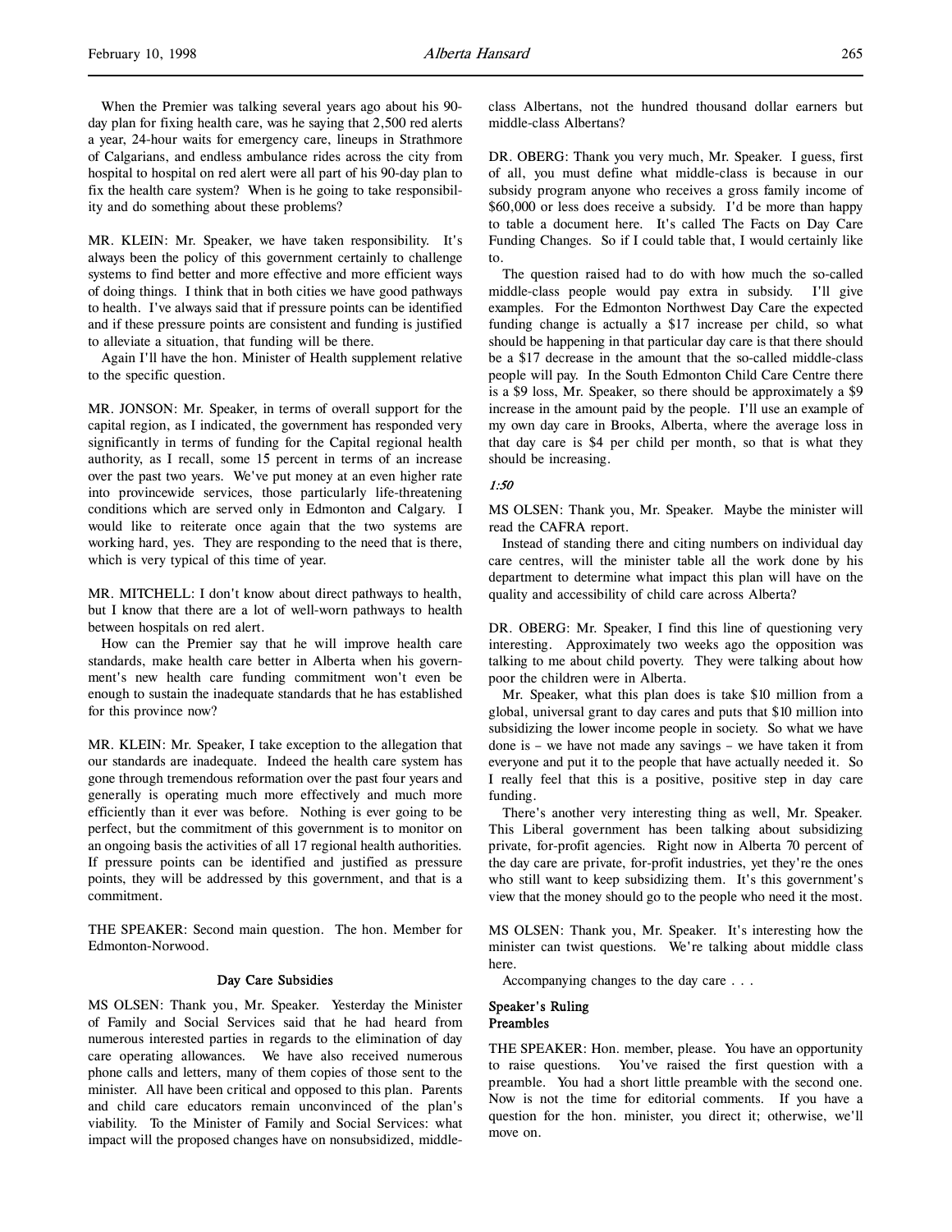When the Premier was talking several years ago about his 90-day plan for fixing health care, was he saying that 2,500 red alerts a year, 24-hour waits for emergency care, lineups in Strathmore of Calgarians, and endless ambulance rides across the city from hospital to hospital on red alert were all part of his 90-day plan to fix the health care system? When is he going to take responsibility and do something about these problems?

MR. KLEIN: Mr. Speaker, we have taken responsibility. It's always been the policy of this government certainly to challenge systems to find better and more effective and more efficient ways of doing things. I think that in both cities we have good pathways to health. I've always said that if pressure points can be identified and if these pressure points are consistent and funding is justified to alleviate a situation, that funding will be there.

Again I'll have the hon. Minister of Health supplement relative to the specific question.

MR. JONSON: Mr. Speaker, in terms of overall support for the capital region, as I indicated, the government has responded very significantly in terms of funding for the Capital regional health authority, as I recall, some 15 percent in terms of an increase over the past two years. We've put money at an even higher rate into provincewide services, those particularly life-threatening conditions which are served only in Edmonton and Calgary. I would like to reiterate once again that the two systems are working hard, yes. They are responding to the need that is there, which is very typical of this time of year.

MR. MITCHELL: I don't know about direct pathways to health, but I know that there are a lot of well-worn pathways to health between hospitals on red alert.

How can the Premier say that he will improve health care standards, make health care better in Alberta when his government's new health care funding commitment won't even be enough to sustain the inadequate standards that he has established for this province now?

MR. KLEIN: Mr. Speaker, I take exception to the allegation that our standards are inadequate. Indeed the health care system has gone through tremendous reformation over the past four years and generally is operating much more effectively and much more efficiently than it ever was before. Nothing is ever going to be perfect, but the commitment of this government is to monitor on an ongoing basis the activities of all 17 regional health authorities. If pressure points can be identified and justified as pressure points, they will be addressed by this government, and that is a commitment.

THE SPEAKER: Second main question. The hon. Member for Edmonton-Norwood.

## Day Care Subsidies

MS OLSEN: Thank you, Mr. Speaker. Yesterday the Minister of Family and Social Services said that he had heard from numerous interested parties in regards to the elimination of day care operating allowances. We have also received numerous phone calls and letters, many of them copies of those sent to the minister. All have been critical and opposed to this plan. Parents and child care educators remain unconvinced of the plan's viability. To the Minister of Family and Social Services: what impact will the proposed changes have on nonsubsidized, middle-class Albertans, not the hundred thousand dollar earners but middle-class Albertans?

DR. OBERG: Thank you very much, Mr. Speaker. I guess, first of all, you must define what middle-class is because in our subsidy program anyone who receives a gross family income of $60,000 or less does receive a subsidy. I'd be more than happy to table a document here. It's called The Facts on Day Care Funding Changes. So if I could table that, I would certainly like to.

The question raised had to do with how much the so-called middle-class people would pay extra in subsidy. I'll give examples. For the Edmonton Northwest Day Care the expected funding change is actually a $17 increase per child, so what should be happening in that particular day care is that there should be a $17 decrease in the amount that the so-called middle-class people will pay. In the South Edmonton Child Care Centre there is a $9 loss, Mr. Speaker, so there should be approximately a $9 increase in the amount paid by the people. I'll use an example of my own day care in Brooks, Alberta, where the average loss in that day care is $4 per child per month, so that is what they should be increasing.

*1:50*

MS OLSEN: Thank you, Mr. Speaker. Maybe the minister will read the CAFRA report.

Instead of standing there and citing numbers on individual day care centres, will the minister table all the work done by his department to determine what impact this plan will have on the quality and accessibility of child care across Alberta?

DR. OBERG: Mr. Speaker, I find this line of questioning very interesting. Approximately two weeks ago the opposition was talking to me about child poverty. They were talking about how poor the children were in Alberta.

Mr. Speaker, what this plan does is take $10 million from a global, universal grant to day cares and puts that $10 million into subsidizing the lower income people in society. So what we have done is – we have not made any savings – we have taken it from everyone and put it to the people that have actually needed it. So I really feel that this is a positive, positive step in day care funding.

There's another very interesting thing as well, Mr. Speaker. This Liberal government has been talking about subsidizing private, for-profit agencies. Right now in Alberta 70 percent of the day care are private, for-profit industries, yet they're the ones who still want to keep subsidizing them. It's this government's view that the money should go to the people who need it the most.

MS OLSEN: Thank you, Mr. Speaker. It's interesting how the minister can twist questions. We're talking about middle class here.

Accompanying changes to the day care . . .

## Speaker's Ruling
## Preambles

THE SPEAKER: Hon. member, please. You have an opportunity to raise questions. You've raised the first question with a preamble. You had a short little preamble with the second one. Now is not the time for editorial comments. If you have a question for the hon. minister, you direct it; otherwise, we'll move on.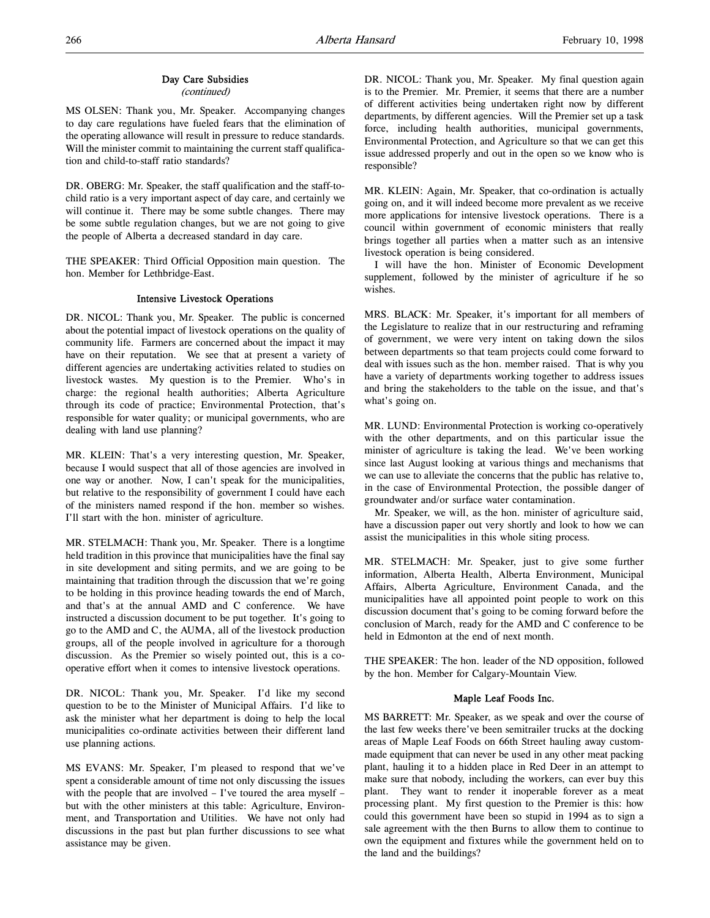### Day Care Subsidies
*(continued)*

MS OLSEN: Thank you, Mr. Speaker. Accompanying changes to day care regulations have fueled fears that the elimination of the operating allowance will result in pressure to reduce standards. Will the minister commit to maintaining the current staff qualification and child-to-staff ratio standards?

DR. OBERG: Mr. Speaker, the staff qualification and the staff-to-child ratio is a very important aspect of day care, and certainly we will continue it. There may be some subtle changes. There may be some subtle regulation changes, but we are not going to give the people of Alberta a decreased standard in day care.

THE SPEAKER: Third Official Opposition main question. The hon. Member for Lethbridge-East.

### Intensive Livestock Operations

DR. NICOL: Thank you, Mr. Speaker. The public is concerned about the potential impact of livestock operations on the quality of community life. Farmers are concerned about the impact it may have on their reputation. We see that at present a variety of different agencies are undertaking activities related to studies on livestock wastes. My question is to the Premier. Who's in charge: the regional health authorities; Alberta Agriculture through its code of practice; Environmental Protection, that's responsible for water quality; or municipal governments, who are dealing with land use planning?

MR. KLEIN: That's a very interesting question, Mr. Speaker, because I would suspect that all of those agencies are involved in one way or another. Now, I can't speak for the municipalities, but relative to the responsibility of government I could have each of the ministers named respond if the hon. member so wishes. I'll start with the hon. minister of agriculture.

MR. STELMACH: Thank you, Mr. Speaker. There is a longtime held tradition in this province that municipalities have the final say in site development and siting permits, and we are going to be maintaining that tradition through the discussion that we're going to be holding in this province heading towards the end of March, and that's at the annual AMD and C conference. We have instructed a discussion document to be put together. It's going to go to the AMD and C, the AUMA, all of the livestock production groups, all of the people involved in agriculture for a thorough discussion. As the Premier so wisely pointed out, this is a co-operative effort when it comes to intensive livestock operations.

DR. NICOL: Thank you, Mr. Speaker. I'd like my second question to be to the Minister of Municipal Affairs. I'd like to ask the minister what her department is doing to help the local municipalities co-ordinate activities between their different land use planning actions.

MS EVANS: Mr. Speaker, I'm pleased to respond that we've spent a considerable amount of time not only discussing the issues with the people that are involved – I've toured the area myself – but with the other ministers at this table: Agriculture, Environment, and Transportation and Utilities. We have not only had discussions in the past but plan further discussions to see what assistance may be given.

DR. NICOL: Thank you, Mr. Speaker. My final question again is to the Premier. Mr. Premier, it seems that there are a number of different activities being undertaken right now by different departments, by different agencies. Will the Premier set up a task force, including health authorities, municipal governments, Environmental Protection, and Agriculture so that we can get this issue addressed properly and out in the open so we know who is responsible?

MR. KLEIN: Again, Mr. Speaker, that co-ordination is actually going on, and it will indeed become more prevalent as we receive more applications for intensive livestock operations. There is a council within government of economic ministers that really brings together all parties when a matter such as an intensive livestock operation is being considered.

I will have the hon. Minister of Economic Development supplement, followed by the minister of agriculture if he so wishes.

MRS. BLACK: Mr. Speaker, it's important for all members of the Legislature to realize that in our restructuring and reframing of government, we were very intent on taking down the silos between departments so that team projects could come forward to deal with issues such as the hon. member raised. That is why you have a variety of departments working together to address issues and bring the stakeholders to the table on the issue, and that's what's going on.

MR. LUND: Environmental Protection is working co-operatively with the other departments, and on this particular issue the minister of agriculture is taking the lead. We've been working since last August looking at various things and mechanisms that we can use to alleviate the concerns that the public has relative to, in the case of Environmental Protection, the possible danger of groundwater and/or surface water contamination.

Mr. Speaker, we will, as the hon. minister of agriculture said, have a discussion paper out very shortly and look to how we can assist the municipalities in this whole siting process.

MR. STELMACH: Mr. Speaker, just to give some further information, Alberta Health, Alberta Environment, Municipal Affairs, Alberta Agriculture, Environment Canada, and the municipalities have all appointed point people to work on this discussion document that's going to be coming forward before the conclusion of March, ready for the AMD and C conference to be held in Edmonton at the end of next month.

THE SPEAKER: The hon. leader of the ND opposition, followed by the hon. Member for Calgary-Mountain View.

### Maple Leaf Foods Inc.

MS BARRETT: Mr. Speaker, as we speak and over the course of the last few weeks there've been semitrailer trucks at the docking areas of Maple Leaf Foods on 66th Street hauling away custom-made equipment that can never be used in any other meat packing plant, hauling it to a hidden place in Red Deer in an attempt to make sure that nobody, including the workers, can ever buy this plant. They want to render it inoperable forever as a meat processing plant. My first question to the Premier is this: how could this government have been so stupid in 1994 as to sign a sale agreement with the then Burns to allow them to continue to own the equipment and fixtures while the government held on to the land and the buildings?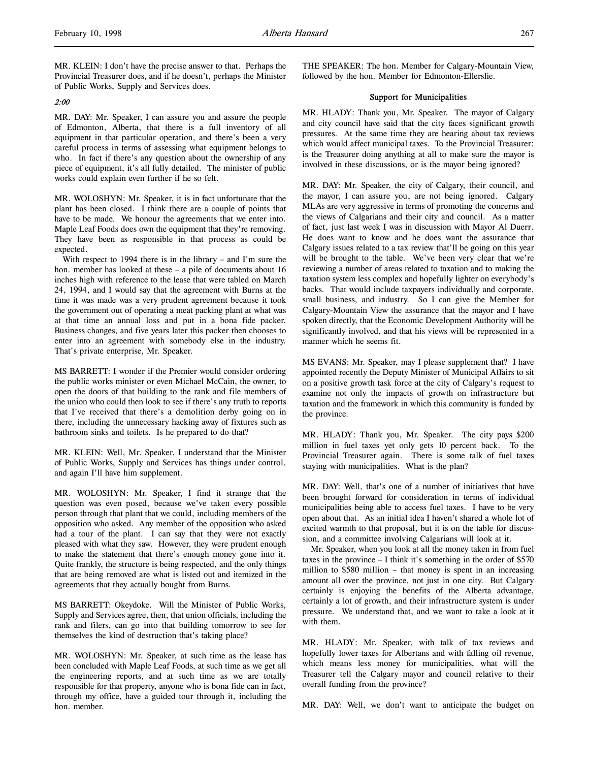MR. KLEIN: I don't have the precise answer to that. Perhaps the Provincial Treasurer does, and if he doesn't, perhaps the Minister of Public Works, Supply and Services does.

*2:00*

MR. DAY: Mr. Speaker, I can assure you and assure the people of Edmonton, Alberta, that there is a full inventory of all equipment in that particular operation, and there's been a very careful process in terms of assessing what equipment belongs to who. In fact if there's any question about the ownership of any piece of equipment, it's all fully detailed. The minister of public works could explain even further if he so felt.

MR. WOLOSHYN: Mr. Speaker, it is in fact unfortunate that the plant has been closed. I think there are a couple of points that have to be made. We honour the agreements that we enter into. Maple Leaf Foods does own the equipment that they're removing. They have been as responsible in that process as could be expected.

With respect to 1994 there is in the library – and I'm sure the hon. member has looked at these – a pile of documents about 16 inches high with reference to the lease that were tabled on March 24, 1994, and I would say that the agreement with Burns at the time it was made was a very prudent agreement because it took the government out of operating a meat packing plant at what was at that time an annual loss and put in a bona fide packer. Business changes, and five years later this packer then chooses to enter into an agreement with somebody else in the industry. That's private enterprise, Mr. Speaker.

MS BARRETT: I wonder if the Premier would consider ordering the public works minister or even Michael McCain, the owner, to open the doors of that building to the rank and file members of the union who could then look to see if there's any truth to reports that I've received that there's a demolition derby going on in there, including the unnecessary hacking away of fixtures such as bathroom sinks and toilets. Is he prepared to do that?

MR. KLEIN: Well, Mr. Speaker, I understand that the Minister of Public Works, Supply and Services has things under control, and again I'll have him supplement.

MR. WOLOSHYN: Mr. Speaker, I find it strange that the question was even posed, because we've taken every possible person through that plant that we could, including members of the opposition who asked. Any member of the opposition who asked had a tour of the plant. I can say that they were not exactly pleased with what they saw. However, they were prudent enough to make the statement that there's enough money gone into it. Quite frankly, the structure is being respected, and the only things that are being removed are what is listed out and itemized in the agreements that they actually bought from Burns.

MS BARRETT: Okeydoke. Will the Minister of Public Works, Supply and Services agree, then, that union officials, including the rank and filers, can go into that building tomorrow to see for themselves the kind of destruction that's taking place?

MR. WOLOSHYN: Mr. Speaker, at such time as the lease has been concluded with Maple Leaf Foods, at such time as we get all the engineering reports, and at such time as we are totally responsible for that property, anyone who is bona fide can in fact, through my office, have a guided tour through it, including the hon. member.

THE SPEAKER: The hon. Member for Calgary-Mountain View, followed by the hon. Member for Edmonton-Ellerslie.

### Support for Municipalities

MR. HLADY: Thank you, Mr. Speaker. The mayor of Calgary and city council have said that the city faces significant growth pressures. At the same time they are hearing about tax reviews which would affect municipal taxes. To the Provincial Treasurer: is the Treasurer doing anything at all to make sure the mayor is involved in these discussions, or is the mayor being ignored?

MR. DAY: Mr. Speaker, the city of Calgary, their council, and the mayor, I can assure you, are not being ignored. Calgary MLAs are very aggressive in terms of promoting the concerns and the views of Calgarians and their city and council. As a matter of fact, just last week I was in discussion with Mayor Al Duerr. He does want to know and he does want the assurance that Calgary issues related to a tax review that'll be going on this year will be brought to the table. We've been very clear that we're reviewing a number of areas related to taxation and to making the taxation system less complex and hopefully lighter on everybody's backs. That would include taxpayers individually and corporate, small business, and industry. So I can give the Member for Calgary-Mountain View the assurance that the mayor and I have spoken directly, that the Economic Development Authority will be significantly involved, and that his views will be represented in a manner which he seems fit.

MS EVANS: Mr. Speaker, may I please supplement that? I have appointed recently the Deputy Minister of Municipal Affairs to sit on a positive growth task force at the city of Calgary's request to examine not only the impacts of growth on infrastructure but taxation and the framework in which this community is funded by the province.

MR. HLADY: Thank you, Mr. Speaker. The city pays $200 million in fuel taxes yet only gets 10 percent back. To the Provincial Treasurer again. There is some talk of fuel taxes staying with municipalities. What is the plan?

MR. DAY: Well, that's one of a number of initiatives that have been brought forward for consideration in terms of individual municipalities being able to access fuel taxes. I have to be very open about that. As an initial idea I haven't shared a whole lot of excited warmth to that proposal, but it is on the table for discussion, and a committee involving Calgarians will look at it.

Mr. Speaker, when you look at all the money taken in from fuel taxes in the province – I think it's something in the order of $570 million to $580 million – that money is spent in an increasing amount all over the province, not just in one city. But Calgary certainly is enjoying the benefits of the Alberta advantage, certainly a lot of growth, and their infrastructure system is under pressure. We understand that, and we want to take a look at it with them.

MR. HLADY: Mr. Speaker, with talk of tax reviews and hopefully lower taxes for Albertans and with falling oil revenue, which means less money for municipalities, what will the Treasurer tell the Calgary mayor and council relative to their overall funding from the province?

MR. DAY: Well, we don't want to anticipate the budget on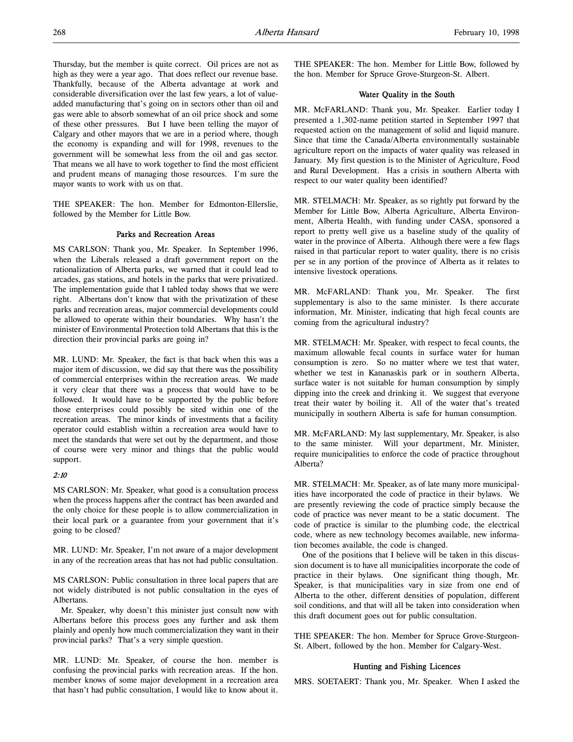Thursday, but the member is quite correct. Oil prices are not as high as they were a year ago. That does reflect our revenue base. Thankfully, because of the Alberta advantage at work and considerable diversification over the last few years, a lot of value-added manufacturing that's going on in sectors other than oil and gas were able to absorb somewhat of an oil price shock and some of these other pressures. But I have been telling the mayor of Calgary and other mayors that we are in a period where, though the economy is expanding and will for 1998, revenues to the government will be somewhat less from the oil and gas sector. That means we all have to work together to find the most efficient and prudent means of managing those resources. I'm sure the mayor wants to work with us on that.

THE SPEAKER: The hon. Member for Edmonton-Ellerslie, followed by the Member for Little Bow.

### Parks and Recreation Areas

MS CARLSON: Thank you, Mr. Speaker. In September 1996, when the Liberals released a draft government report on the rationalization of Alberta parks, we warned that it could lead to arcades, gas stations, and hotels in the parks that were privatized. The implementation guide that I tabled today shows that we were right. Albertans don't know that with the privatization of these parks and recreation areas, major commercial developments could be allowed to operate within their boundaries. Why hasn't the minister of Environmental Protection told Albertans that this is the direction their provincial parks are going in?

MR. LUND: Mr. Speaker, the fact is that back when this was a major item of discussion, we did say that there was the possibility of commercial enterprises within the recreation areas. We made it very clear that there was a process that would have to be followed. It would have to be supported by the public before those enterprises could possibly be sited within one of the recreation areas. The minor kinds of investments that a facility operator could establish within a recreation area would have to meet the standards that were set out by the department, and those of course were very minor and things that the public would support.

*2:10*

MS CARLSON: Mr. Speaker, what good is a consultation process when the process happens after the contract has been awarded and the only choice for these people is to allow commercialization in their local park or a guarantee from your government that it's going to be closed?

MR. LUND: Mr. Speaker, I'm not aware of a major development in any of the recreation areas that has not had public consultation.

MS CARLSON: Public consultation in three local papers that are not widely distributed is not public consultation in the eyes of Albertans.

Mr. Speaker, why doesn't this minister just consult now with Albertans before this process goes any further and ask them plainly and openly how much commercialization they want in their provincial parks? That's a very simple question.

MR. LUND: Mr. Speaker, of course the hon. member is confusing the provincial parks with recreation areas. If the hon. member knows of some major development in a recreation area that hasn't had public consultation, I would like to know about it.

THE SPEAKER: The hon. Member for Little Bow, followed by the hon. Member for Spruce Grove-Sturgeon-St. Albert.

### Water Quality in the South

MR. McFARLAND: Thank you, Mr. Speaker. Earlier today I presented a 1,302-name petition started in September 1997 that requested action on the management of solid and liquid manure. Since that time the Canada/Alberta environmentally sustainable agriculture report on the impacts of water quality was released in January. My first question is to the Minister of Agriculture, Food and Rural Development. Has a crisis in southern Alberta with respect to our water quality been identified?

MR. STELMACH: Mr. Speaker, as so rightly put forward by the Member for Little Bow, Alberta Agriculture, Alberta Environment, Alberta Health, with funding under CASA, sponsored a report to pretty well give us a baseline study of the quality of water in the province of Alberta. Although there were a few flags raised in that particular report to water quality, there is no crisis per se in any portion of the province of Alberta as it relates to intensive livestock operations.

MR. McFARLAND: Thank you, Mr. Speaker. The first supplementary is also to the same minister. Is there accurate information, Mr. Minister, indicating that high fecal counts are coming from the agricultural industry?

MR. STELMACH: Mr. Speaker, with respect to fecal counts, the maximum allowable fecal counts in surface water for human consumption is zero. So no matter where we test that water, whether we test in Kananaskis park or in southern Alberta, surface water is not suitable for human consumption by simply dipping into the creek and drinking it. We suggest that everyone treat their water by boiling it. All of the water that's treated municipally in southern Alberta is safe for human consumption.

MR. McFARLAND: My last supplementary, Mr. Speaker, is also to the same minister. Will your department, Mr. Minister, require municipalities to enforce the code of practice throughout Alberta?

MR. STELMACH: Mr. Speaker, as of late many more municipalities have incorporated the code of practice in their bylaws. We are presently reviewing the code of practice simply because the code of practice was never meant to be a static document. The code of practice is similar to the plumbing code, the electrical code, where as new technology becomes available, new information becomes available, the code is changed.

One of the positions that I believe will be taken in this discussion document is to have all municipalities incorporate the code of practice in their bylaws. One significant thing though, Mr. Speaker, is that municipalities vary in size from one end of Alberta to the other, different densities of population, different soil conditions, and that will all be taken into consideration when this draft document goes out for public consultation.

THE SPEAKER: The hon. Member for Spruce Grove-Sturgeon-St. Albert, followed by the hon. Member for Calgary-West.

### Hunting and Fishing Licences

MRS. SOETAERT: Thank you, Mr. Speaker. When I asked the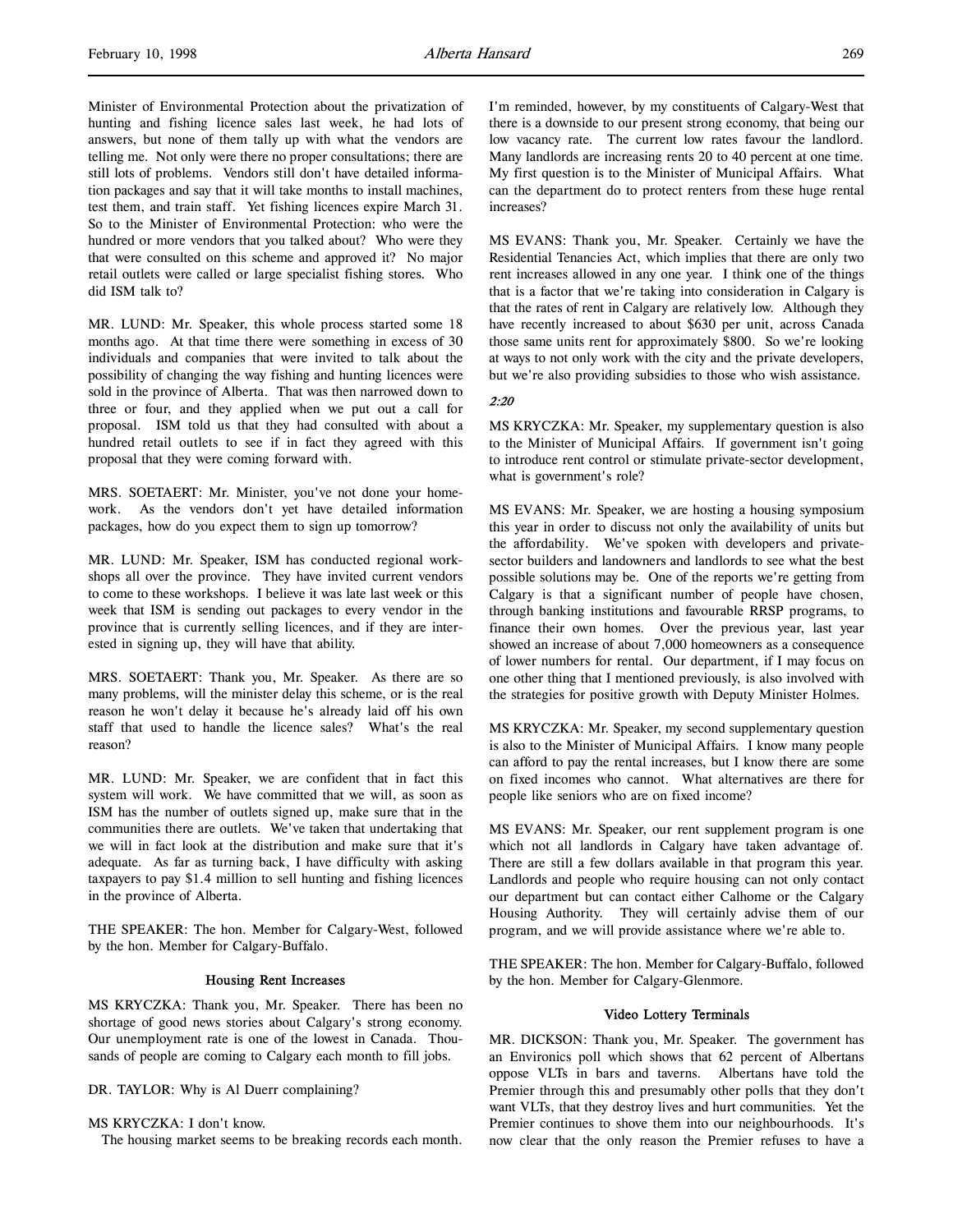Minister of Environmental Protection about the privatization of hunting and fishing licence sales last week, he had lots of answers, but none of them tally up with what the vendors are telling me. Not only were there no proper consultations; there are still lots of problems. Vendors still don't have detailed information packages and say that it will take months to install machines, test them, and train staff. Yet fishing licences expire March 31. So to the Minister of Environmental Protection: who were the hundred or more vendors that you talked about? Who were they that were consulted on this scheme and approved it? No major retail outlets were called or large specialist fishing stores. Who did ISM talk to?

MR. LUND: Mr. Speaker, this whole process started some 18 months ago. At that time there were something in excess of 30 individuals and companies that were invited to talk about the possibility of changing the way fishing and hunting licences were sold in the province of Alberta. That was then narrowed down to three or four, and they applied when we put out a call for proposal. ISM told us that they had consulted with about a hundred retail outlets to see if in fact they agreed with this proposal that they were coming forward with.

MRS. SOETAERT: Mr. Minister, you've not done your homework. As the vendors don't yet have detailed information packages, how do you expect them to sign up tomorrow?

MR. LUND: Mr. Speaker, ISM has conducted regional workshops all over the province. They have invited current vendors to come to these workshops. I believe it was late last week or this week that ISM is sending out packages to every vendor in the province that is currently selling licences, and if they are interested in signing up, they will have that ability.

MRS. SOETAERT: Thank you, Mr. Speaker. As there are so many problems, will the minister delay this scheme, or is the real reason he won't delay it because he's already laid off his own staff that used to handle the licence sales? What's the real reason?

MR. LUND: Mr. Speaker, we are confident that in fact this system will work. We have committed that we will, as soon as ISM has the number of outlets signed up, make sure that in the communities there are outlets. We've taken that undertaking that we will in fact look at the distribution and make sure that it's adequate. As far as turning back, I have difficulty with asking taxpayers to pay $1.4 million to sell hunting and fishing licences in the province of Alberta.

THE SPEAKER: The hon. Member for Calgary-West, followed by the hon. Member for Calgary-Buffalo.

### Housing Rent Increases

MS KRYCZKA: Thank you, Mr. Speaker. There has been no shortage of good news stories about Calgary's strong economy. Our unemployment rate is one of the lowest in Canada. Thousands of people are coming to Calgary each month to fill jobs.

DR. TAYLOR: Why is Al Duerr complaining?

MS KRYCZKA: I don't know.

The housing market seems to be breaking records each month. I'm reminded, however, by my constituents of Calgary-West that there is a downside to our present strong economy, that being our low vacancy rate. The current low rates favour the landlord. Many landlords are increasing rents 20 to 40 percent at one time. My first question is to the Minister of Municipal Affairs. What can the department do to protect renters from these huge rental increases?

MS EVANS: Thank you, Mr. Speaker. Certainly we have the Residential Tenancies Act, which implies that there are only two rent increases allowed in any one year. I think one of the things that is a factor that we're taking into consideration in Calgary is that the rates of rent in Calgary are relatively low. Although they have recently increased to about $630 per unit, across Canada those same units rent for approximately $800. So we're looking at ways to not only work with the city and the private developers, but we're also providing subsidies to those who wish assistance.

*2:20*

MS KRYCZKA: Mr. Speaker, my supplementary question is also to the Minister of Municipal Affairs. If government isn't going to introduce rent control or stimulate private-sector development, what is government's role?

MS EVANS: Mr. Speaker, we are hosting a housing symposium this year in order to discuss not only the availability of units but the affordability. We've spoken with developers and private-sector builders and landowners and landlords to see what the best possible solutions may be. One of the reports we're getting from Calgary is that a significant number of people have chosen, through banking institutions and favourable RRSP programs, to finance their own homes. Over the previous year, last year showed an increase of about 7,000 homeowners as a consequence of lower numbers for rental. Our department, if I may focus on one other thing that I mentioned previously, is also involved with the strategies for positive growth with Deputy Minister Holmes.

MS KRYCZKA: Mr. Speaker, my second supplementary question is also to the Minister of Municipal Affairs. I know many people can afford to pay the rental increases, but I know there are some on fixed incomes who cannot. What alternatives are there for people like seniors who are on fixed income?

MS EVANS: Mr. Speaker, our rent supplement program is one which not all landlords in Calgary have taken advantage of. There are still a few dollars available in that program this year. Landlords and people who require housing can not only contact our department but can contact either Calhome or the Calgary Housing Authority. They will certainly advise them of our program, and we will provide assistance where we're able to.

THE SPEAKER: The hon. Member for Calgary-Buffalo, followed by the hon. Member for Calgary-Glenmore.

### Video Lottery Terminals

MR. DICKSON: Thank you, Mr. Speaker. The government has an Environics poll which shows that 62 percent of Albertans oppose VLTs in bars and taverns. Albertans have told the Premier through this and presumably other polls that they don't want VLTs, that they destroy lives and hurt communities. Yet the Premier continues to shove them into our neighbourhoods. It's now clear that the only reason the Premier refuses to have a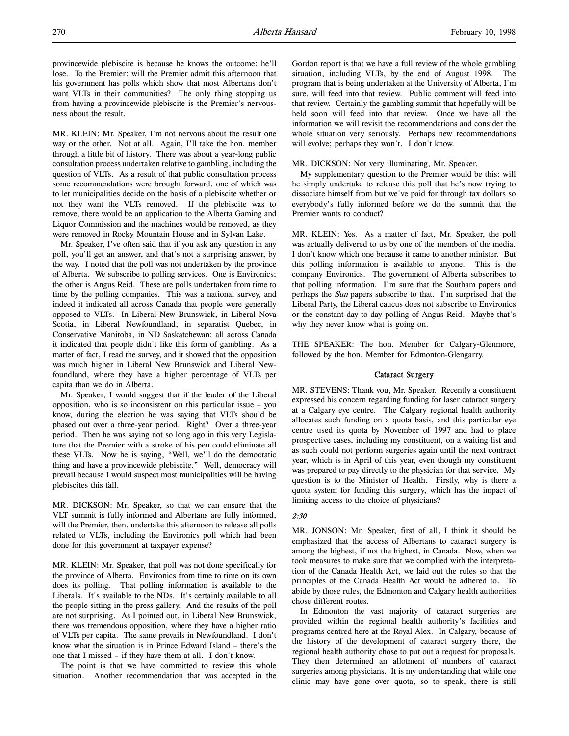provincewide plebiscite is because he knows the outcome: he'll lose. To the Premier: will the Premier admit this afternoon that his government has polls which show that most Albertans don't want VLTs in their communities? The only thing stopping us from having a provincewide plebiscite is the Premier's nervousness about the result.

MR. KLEIN: Mr. Speaker, I'm not nervous about the result one way or the other. Not at all. Again, I'll take the hon. member through a little bit of history. There was about a year-long public consultation process undertaken relative to gambling, including the question of VLTs. As a result of that public consultation process some recommendations were brought forward, one of which was to let municipalities decide on the basis of a plebiscite whether or not they want the VLTs removed. If the plebiscite was to remove, there would be an application to the Alberta Gaming and Liquor Commission and the machines would be removed, as they were removed in Rocky Mountain House and in Sylvan Lake.

Mr. Speaker, I've often said that if you ask any question in any poll, you'll get an answer, and that's not a surprising answer, by the way. I noted that the poll was not undertaken by the province of Alberta. We subscribe to polling services. One is Environics; the other is Angus Reid. These are polls undertaken from time to time by the polling companies. This was a national survey, and indeed it indicated all across Canada that people were generally opposed to VLTs. In Liberal New Brunswick, in Liberal Nova Scotia, in Liberal Newfoundland, in separatist Quebec, in Conservative Manitoba, in ND Saskatchewan: all across Canada it indicated that people didn't like this form of gambling. As a matter of fact, I read the survey, and it showed that the opposition was much higher in Liberal New Brunswick and Liberal Newfoundland, where they have a higher percentage of VLTs per capita than we do in Alberta.

Mr. Speaker, I would suggest that if the leader of the Liberal opposition, who is so inconsistent on this particular issue – you know, during the election he was saying that VLTs should be phased out over a three-year period. Right? Over a three-year period. Then he was saying not so long ago in this very Legislature that the Premier with a stroke of his pen could eliminate all these VLTs. Now he is saying, "Well, we'll do the democratic thing and have a provincewide plebiscite." Well, democracy will prevail because I would suspect most municipalities will be having plebiscites this fall.

MR. DICKSON: Mr. Speaker, so that we can ensure that the VLT summit is fully informed and Albertans are fully informed, will the Premier, then, undertake this afternoon to release all polls related to VLTs, including the Environics poll which had been done for this government at taxpayer expense?

MR. KLEIN: Mr. Speaker, that poll was not done specifically for the province of Alberta. Environics from time to time on its own does its polling. That polling information is available to the Liberals. It's available to the NDs. It's certainly available to all the people sitting in the press gallery. And the results of the poll are not surprising. As I pointed out, in Liberal New Brunswick, there was tremendous opposition, where they have a higher ratio of VLTs per capita. The same prevails in Newfoundland. I don't know what the situation is in Prince Edward Island – there's the one that I missed – if they have them at all. I don't know.

The point is that we have committed to review this whole situation. Another recommendation that was accepted in the Gordon report is that we have a full review of the whole gambling situation, including VLTs, by the end of August 1998. The program that is being undertaken at the University of Alberta, I'm sure, will feed into that review. Public comment will feed into that review. Certainly the gambling summit that hopefully will be held soon will feed into that review. Once we have all the information we will revisit the recommendations and consider the whole situation very seriously. Perhaps new recommendations will evolve; perhaps they won't. I don't know.

MR. DICKSON: Not very illuminating, Mr. Speaker.

My supplementary question to the Premier would be this: will he simply undertake to release this poll that he's now trying to dissociate himself from but we've paid for through tax dollars so everybody's fully informed before we do the summit that the Premier wants to conduct?

MR. KLEIN: Yes. As a matter of fact, Mr. Speaker, the poll was actually delivered to us by one of the members of the media. I don't know which one because it came to another minister. But this polling information is available to anyone. This is the company Environics. The government of Alberta subscribes to that polling information. I'm sure that the Southam papers and perhaps the *Sun* papers subscribe to that. I'm surprised that the Liberal Party, the Liberal caucus does not subscribe to Environics or the constant day-to-day polling of Angus Reid. Maybe that's why they never know what is going on.

THE SPEAKER: The hon. Member for Calgary-Glenmore, followed by the hon. Member for Edmonton-Glengarry.

### Cataract Surgery

MR. STEVENS: Thank you, Mr. Speaker. Recently a constituent expressed his concern regarding funding for laser cataract surgery at a Calgary eye centre. The Calgary regional health authority allocates such funding on a quota basis, and this particular eye centre used its quota by November of 1997 and had to place prospective cases, including my constituent, on a waiting list and as such could not perform surgeries again until the next contract year, which is in April of this year, even though my constituent was prepared to pay directly to the physician for that service. My question is to the Minister of Health. Firstly, why is there a quota system for funding this surgery, which has the impact of limiting access to the choice of physicians?

*2:30*

MR. JONSON: Mr. Speaker, first of all, I think it should be emphasized that the access of Albertans to cataract surgery is among the highest, if not the highest, in Canada. Now, when we took measures to make sure that we complied with the interpretation of the Canada Health Act, we laid out the rules so that the principles of the Canada Health Act would be adhered to. To abide by those rules, the Edmonton and Calgary health authorities chose different routes.

In Edmonton the vast majority of cataract surgeries are provided within the regional health authority's facilities and programs centred here at the Royal Alex. In Calgary, because of the history of the development of cataract surgery there, the regional health authority chose to put out a request for proposals. They then determined an allotment of numbers of cataract surgeries among physicians. It is my understanding that while one clinic may have gone over quota, so to speak, there is still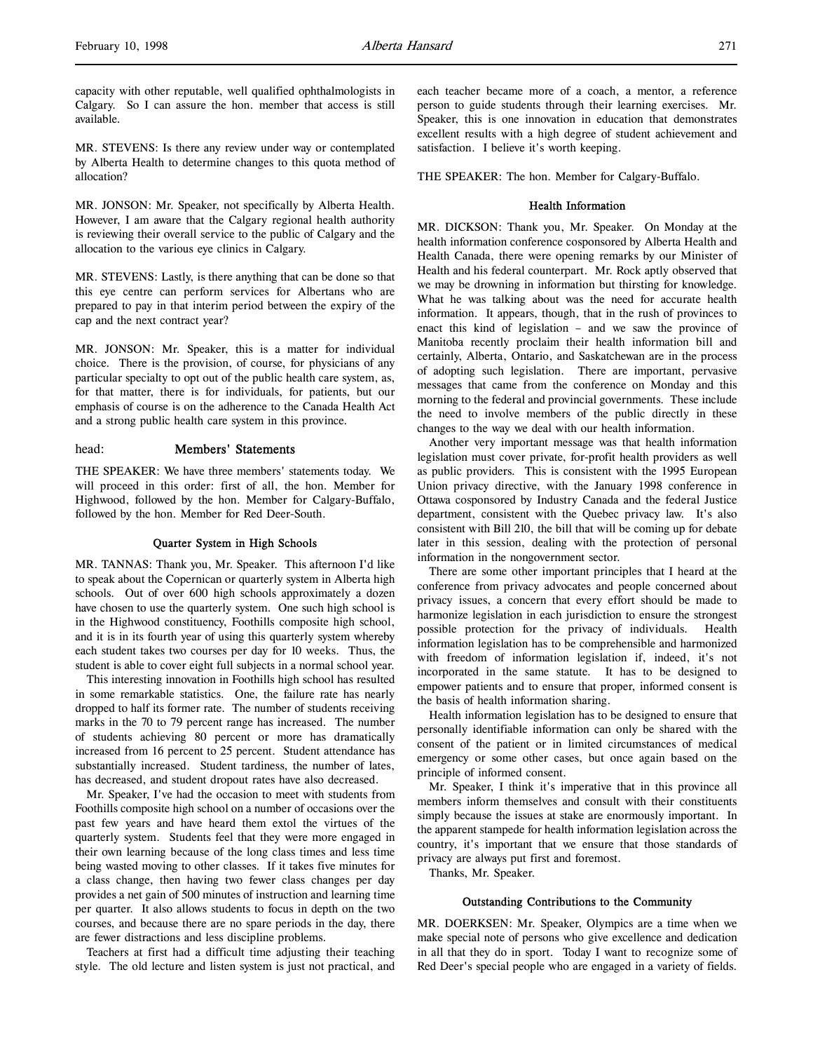capacity with other reputable, well qualified ophthalmologists in Calgary. So I can assure the hon. member that access is still available.

MR. STEVENS: Is there any review under way or contemplated by Alberta Health to determine changes to this quota method of allocation?

MR. JONSON: Mr. Speaker, not specifically by Alberta Health. However, I am aware that the Calgary regional health authority is reviewing their overall service to the public of Calgary and the allocation to the various eye clinics in Calgary.

MR. STEVENS: Lastly, is there anything that can be done so that this eye centre can perform services for Albertans who are prepared to pay in that interim period between the expiry of the cap and the next contract year?

MR. JONSON: Mr. Speaker, this is a matter for individual choice. There is the provision, of course, for physicians of any particular specialty to opt out of the public health care system, as, for that matter, there is for individuals, for patients, but our emphasis of course is on the adherence to the Canada Health Act and a strong public health care system in this province.

## head: Members' Statements

THE SPEAKER: We have three members' statements today. We will proceed in this order: first of all, the hon. Member for Highwood, followed by the hon. Member for Calgary-Buffalo, followed by the hon. Member for Red Deer-South.

### Quarter System in High Schools

MR. TANNAS: Thank you, Mr. Speaker. This afternoon I'd like to speak about the Copernican or quarterly system in Alberta high schools. Out of over 600 high schools approximately a dozen have chosen to use the quarterly system. One such high school is in the Highwood constituency, Foothills composite high school, and it is in its fourth year of using this quarterly system whereby each student takes two courses per day for 10 weeks. Thus, the student is able to cover eight full subjects in a normal school year.

This interesting innovation in Foothills high school has resulted in some remarkable statistics. One, the failure rate has nearly dropped to half its former rate. The number of students receiving marks in the 70 to 79 percent range has increased. The number of students achieving 80 percent or more has dramatically increased from 16 percent to 25 percent. Student attendance has substantially increased. Student tardiness, the number of lates, has decreased, and student dropout rates have also decreased.

Mr. Speaker, I've had the occasion to meet with students from Foothills composite high school on a number of occasions over the past few years and have heard them extol the virtues of the quarterly system. Students feel that they were more engaged in their own learning because of the long class times and less time being wasted moving to other classes. If it takes five minutes for a class change, then having two fewer class changes per day provides a net gain of 500 minutes of instruction and learning time per quarter. It also allows students to focus in depth on the two courses, and because there are no spare periods in the day, there are fewer distractions and less discipline problems.

Teachers at first had a difficult time adjusting their teaching style. The old lecture and listen system is just not practical, and each teacher became more of a coach, a mentor, a reference person to guide students through their learning exercises. Mr. Speaker, this is one innovation in education that demonstrates excellent results with a high degree of student achievement and satisfaction. I believe it's worth keeping.

THE SPEAKER: The hon. Member for Calgary-Buffalo.

### Health Information

MR. DICKSON: Thank you, Mr. Speaker. On Monday at the health information conference cosponsored by Alberta Health and Health Canada, there were opening remarks by our Minister of Health and his federal counterpart. Mr. Rock aptly observed that we may be drowning in information but thirsting for knowledge. What he was talking about was the need for accurate health information. It appears, though, that in the rush of provinces to enact this kind of legislation – and we saw the province of Manitoba recently proclaim their health information bill and certainly, Alberta, Ontario, and Saskatchewan are in the process of adopting such legislation. There are important, pervasive messages that came from the conference on Monday and this morning to the federal and provincial governments. These include the need to involve members of the public directly in these changes to the way we deal with our health information.

Another very important message was that health information legislation must cover private, for-profit health providers as well as public providers. This is consistent with the 1995 European Union privacy directive, with the January 1998 conference in Ottawa cosponsored by Industry Canada and the federal Justice department, consistent with the Quebec privacy law. It's also consistent with Bill 210, the bill that will be coming up for debate later in this session, dealing with the protection of personal information in the nongovernment sector.

There are some other important principles that I heard at the conference from privacy advocates and people concerned about privacy issues, a concern that every effort should be made to harmonize legislation in each jurisdiction to ensure the strongest possible protection for the privacy of individuals. Health information legislation has to be comprehensible and harmonized with freedom of information legislation if, indeed, it's not incorporated in the same statute. It has to be designed to empower patients and to ensure that proper, informed consent is the basis of health information sharing.

Health information legislation has to be designed to ensure that personally identifiable information can only be shared with the consent of the patient or in limited circumstances of medical emergency or some other cases, but once again based on the principle of informed consent.

Mr. Speaker, I think it's imperative that in this province all members inform themselves and consult with their constituents simply because the issues at stake are enormously important. In the apparent stampede for health information legislation across the country, it's important that we ensure that those standards of privacy are always put first and foremost.

Thanks, Mr. Speaker.

### Outstanding Contributions to the Community

MR. DOERKSEN: Mr. Speaker, Olympics are a time when we make special note of persons who give excellence and dedication in all that they do in sport. Today I want to recognize some of Red Deer's special people who are engaged in a variety of fields.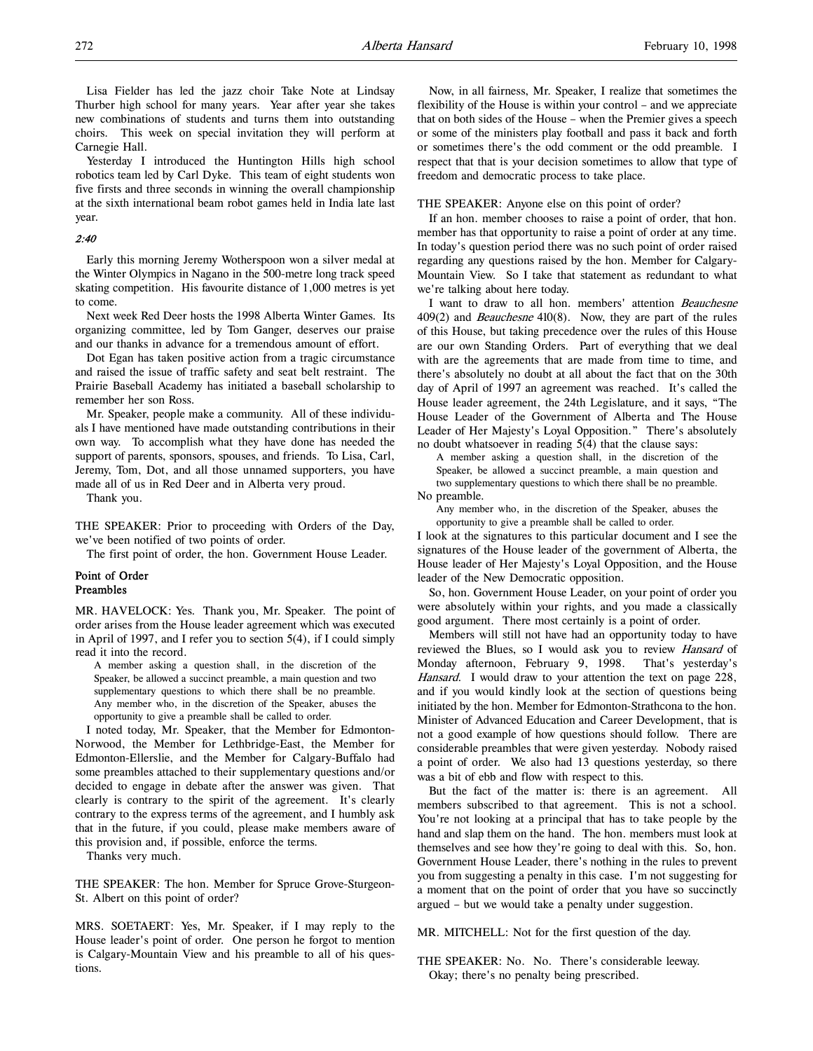Lisa Fielder has led the jazz choir Take Note at Lindsay Thurber high school for many years. Year after year she takes new combinations of students and turns them into outstanding choirs. This week on special invitation they will perform at Carnegie Hall.

Yesterday I introduced the Huntington Hills high school robotics team led by Carl Dyke. This team of eight students won five firsts and three seconds in winning the overall championship at the sixth international beam robot games held in India late last year.

*2:40*

Early this morning Jeremy Wotherspoon won a silver medal at the Winter Olympics in Nagano in the 500-metre long track speed skating competition. His favourite distance of 1,000 metres is yet to come.

Next week Red Deer hosts the 1998 Alberta Winter Games. Its organizing committee, led by Tom Ganger, deserves our praise and our thanks in advance for a tremendous amount of effort.

Dot Egan has taken positive action from a tragic circumstance and raised the issue of traffic safety and seat belt restraint. The Prairie Baseball Academy has initiated a baseball scholarship to remember her son Ross.

Mr. Speaker, people make a community. All of these individuals I have mentioned have made outstanding contributions in their own way. To accomplish what they have done has needed the support of parents, sponsors, spouses, and friends. To Lisa, Carl, Jeremy, Tom, Dot, and all those unnamed supporters, you have made all of us in Red Deer and in Alberta very proud.

Thank you.

THE SPEAKER: Prior to proceeding with Orders of the Day, we've been notified of two points of order.

The first point of order, the hon. Government House Leader.

**Point of Order**
**Preambles**

MR. HAVELOCK: Yes. Thank you, Mr. Speaker. The point of order arises from the House leader agreement which was executed in April of 1997, and I refer you to section 5(4), if I could simply read it into the record.

> A member asking a question shall, in the discretion of the Speaker, be allowed a succinct preamble, a main question and two supplementary questions to which there shall be no preamble. Any member who, in the discretion of the Speaker, abuses the opportunity to give a preamble shall be called to order.

I noted today, Mr. Speaker, that the Member for Edmonton-Norwood, the Member for Lethbridge-East, the Member for Edmonton-Ellerslie, and the Member for Calgary-Buffalo had some preambles attached to their supplementary questions and/or decided to engage in debate after the answer was given. That clearly is contrary to the spirit of the agreement. It's clearly contrary to the express terms of the agreement, and I humbly ask that in the future, if you could, please make members aware of this provision and, if possible, enforce the terms.

Thanks very much.

THE SPEAKER: The hon. Member for Spruce Grove-Sturgeon-St. Albert on this point of order?

MRS. SOETAERT: Yes, Mr. Speaker, if I may reply to the House leader's point of order. One person he forgot to mention is Calgary-Mountain View and his preamble to all of his questions.

Now, in all fairness, Mr. Speaker, I realize that sometimes the flexibility of the House is within your control – and we appreciate that on both sides of the House – when the Premier gives a speech or some of the ministers play football and pass it back and forth or sometimes there's the odd comment or the odd preamble. I respect that that is your decision sometimes to allow that type of freedom and democratic process to take place.

THE SPEAKER: Anyone else on this point of order?

If an hon. member chooses to raise a point of order, that hon. member has that opportunity to raise a point of order at any time. In today's question period there was no such point of order raised regarding any questions raised by the hon. Member for Calgary-Mountain View. So I take that statement as redundant to what we're talking about here today.

I want to draw to all hon. members' attention *Beauchesne* 409(2) and *Beauchesne* 410(8). Now, they are part of the rules of this House, but taking precedence over the rules of this House are our own Standing Orders. Part of everything that we deal with are the agreements that are made from time to time, and there's absolutely no doubt at all about the fact that on the 30th day of April of 1997 an agreement was reached. It's called the House leader agreement, the 24th Legislature, and it says, "The House Leader of the Government of Alberta and The House Leader of Her Majesty's Loyal Opposition." There's absolutely no doubt whatsoever in reading 5(4) that the clause says:

> A member asking a question shall, in the discretion of the Speaker, be allowed a succinct preamble, a main question and two supplementary questions to which there shall be no preamble.

No preamble.

> Any member who, in the discretion of the Speaker, abuses the opportunity to give a preamble shall be called to order.

I look at the signatures to this particular document and I see the signatures of the House leader of the government of Alberta, the House leader of Her Majesty's Loyal Opposition, and the House leader of the New Democratic opposition.

So, hon. Government House Leader, on your point of order you were absolutely within your rights, and you made a classically good argument. There most certainly is a point of order.

Members will still not have had an opportunity today to have reviewed the Blues, so I would ask you to review *Hansard* of Monday afternoon, February 9, 1998. That's yesterday's *Hansard*. I would draw to your attention the text on page 228, and if you would kindly look at the section of questions being initiated by the hon. Member for Edmonton-Strathcona to the hon. Minister of Advanced Education and Career Development, that is not a good example of how questions should follow. There are considerable preambles that were given yesterday. Nobody raised a point of order. We also had 13 questions yesterday, so there was a bit of ebb and flow with respect to this.

But the fact of the matter is: there is an agreement. All members subscribed to that agreement. This is not a school. You're not looking at a principal that has to take people by the hand and slap them on the hand. The hon. members must look at themselves and see how they're going to deal with this. So, hon. Government House Leader, there's nothing in the rules to prevent you from suggesting a penalty in this case. I'm not suggesting for a moment that on the point of order that you have so succinctly argued – but we would take a penalty under suggestion.

MR. MITCHELL: Not for the first question of the day.

THE SPEAKER: No. No. There's considerable leeway.

Okay; there's no penalty being prescribed.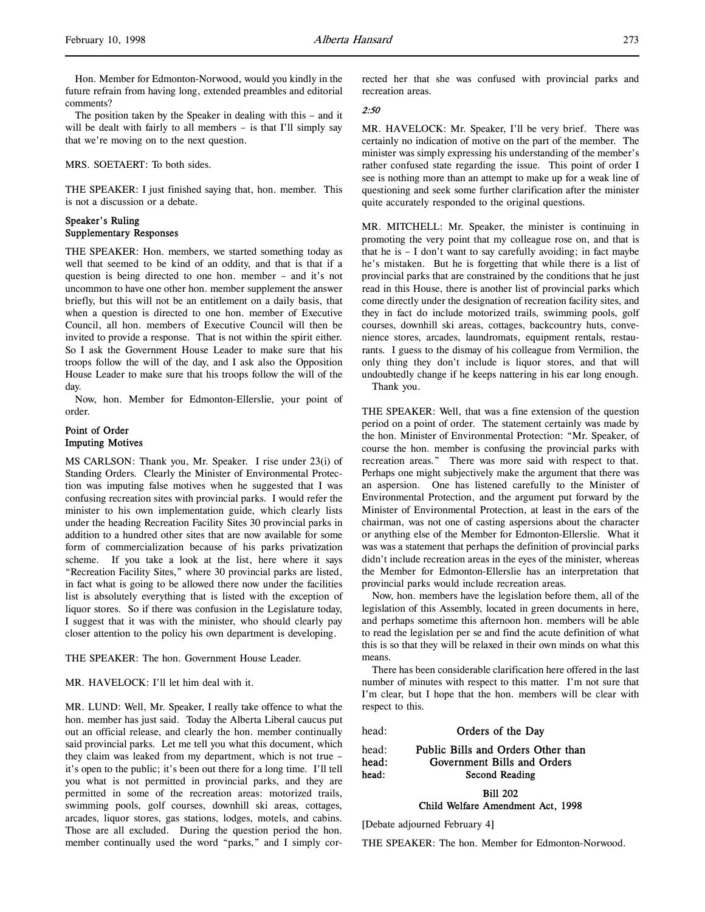Hon. Member for Edmonton-Norwood, would you kindly in the future refrain from having long, extended preambles and editorial comments?

The position taken by the Speaker in dealing with this – and it will be dealt with fairly to all members – is that I'll simply say that we're moving on to the next question.

MRS. SOETAERT: To both sides.

THE SPEAKER: I just finished saying that, hon. member. This is not a discussion or a debate.

**Speaker's Ruling**
**Supplementary Responses**

THE SPEAKER: Hon. members, we started something today as well that seemed to be kind of an oddity, and that is that if a question is being directed to one hon. member – and it's not uncommon to have one other hon. member supplement the answer briefly, but this will not be an entitlement on a daily basis, that when a question is directed to one hon. member of Executive Council, all hon. members of Executive Council will then be invited to provide a response. That is not within the spirit either. So I ask the Government House Leader to make sure that his troops follow the will of the day, and I ask also the Opposition House Leader to make sure that his troops follow the will of the day.

Now, hon. Member for Edmonton-Ellerslie, your point of order.

**Point of Order**
**Imputing Motives**

MS CARLSON: Thank you, Mr. Speaker. I rise under 23(i) of Standing Orders. Clearly the Minister of Environmental Protection was imputing false motives when he suggested that I was confusing recreation sites with provincial parks. I would refer the minister to his own implementation guide, which clearly lists under the heading Recreation Facility Sites 30 provincial parks in addition to a hundred other sites that are now available for some form of commercialization because of his parks privatization scheme. If you take a look at the list, here where it says "Recreation Facility Sites," where 30 provincial parks are listed, in fact what is going to be allowed there now under the facilities list is absolutely everything that is listed with the exception of liquor stores. So if there was confusion in the Legislature today, I suggest that it was with the minister, who should clearly pay closer attention to the policy his own department is developing.

THE SPEAKER: The hon. Government House Leader.

MR. HAVELOCK: I'll let him deal with it.

MR. LUND: Well, Mr. Speaker, I really take offence to what the hon. member has just said. Today the Alberta Liberal caucus put out an official release, and clearly the hon. member continually said provincial parks. Let me tell you what this document, which they claim was leaked from my department, which is not true – it's open to the public; it's been out there for a long time. I'll tell you what is not permitted in provincial parks, and they are permitted in some of the recreation areas: motorized trails, swimming pools, golf courses, downhill ski areas, cottages, arcades, liquor stores, gas stations, lodges, motels, and cabins. Those are all excluded. During the question period the hon. member continually used the word "parks," and I simply corrected her that she was confused with provincial parks and recreation areas.

*2:50*

MR. HAVELOCK: Mr. Speaker, I'll be very brief. There was certainly no indication of motive on the part of the member. The minister was simply expressing his understanding of the member's rather confused state regarding the issue. This point of order I see is nothing more than an attempt to make up for a weak line of questioning and seek some further clarification after the minister quite accurately responded to the original questions.

MR. MITCHELL: Mr. Speaker, the minister is continuing in promoting the very point that my colleague rose on, and that is that he is – I don't want to say carefully avoiding; in fact maybe he's mistaken. But he is forgetting that while there is a list of provincial parks that are constrained by the conditions that he just read in this House, there is another list of provincial parks which come directly under the designation of recreation facility sites, and they in fact do include motorized trails, swimming pools, golf courses, downhill ski areas, cottages, backcountry huts, convenience stores, arcades, laundromats, equipment rentals, restaurants. I guess to the dismay of his colleague from Vermilion, the only thing they don't include is liquor stores, and that will undoubtedly change if he keeps nattering in his ear long enough.

Thank you.

THE SPEAKER: Well, that was a fine extension of the question period on a point of order. The statement certainly was made by the hon. Minister of Environmental Protection: "Mr. Speaker, of course the hon. member is confusing the provincial parks with recreation areas." There was more said with respect to that. Perhaps one might subjectively make the argument that there was an aspersion. One has listened carefully to the Minister of Environmental Protection, and the argument put forward by the Minister of Environmental Protection, at least in the ears of the chairman, was not one of casting aspersions about the character or anything else of the Member for Edmonton-Ellerslie. What it was was a statement that perhaps the definition of provincial parks didn't include recreation areas in the eyes of the minister, whereas the Member for Edmonton-Ellerslie has an interpretation that provincial parks would include recreation areas.

Now, hon. members have the legislation before them, all of the legislation of this Assembly, located in green documents in here, and perhaps sometime this afternoon hon. members will be able to read the legislation per se and find the acute definition of what this is so that they will be relaxed in their own minds on what this means.

There has been considerable clarification here offered in the last number of minutes with respect to this matter. I'm not sure that I'm clear, but I hope that the hon. members will be clear with respect to this.

head: **Orders of the Day**

head: **Public Bills and Orders Other than**
head: **Government Bills and Orders**
head: **Second Reading**

**Bill 202**
**Child Welfare Amendment Act, 1998**

[Debate adjourned February 4]

THE SPEAKER: The hon. Member for Edmonton-Norwood.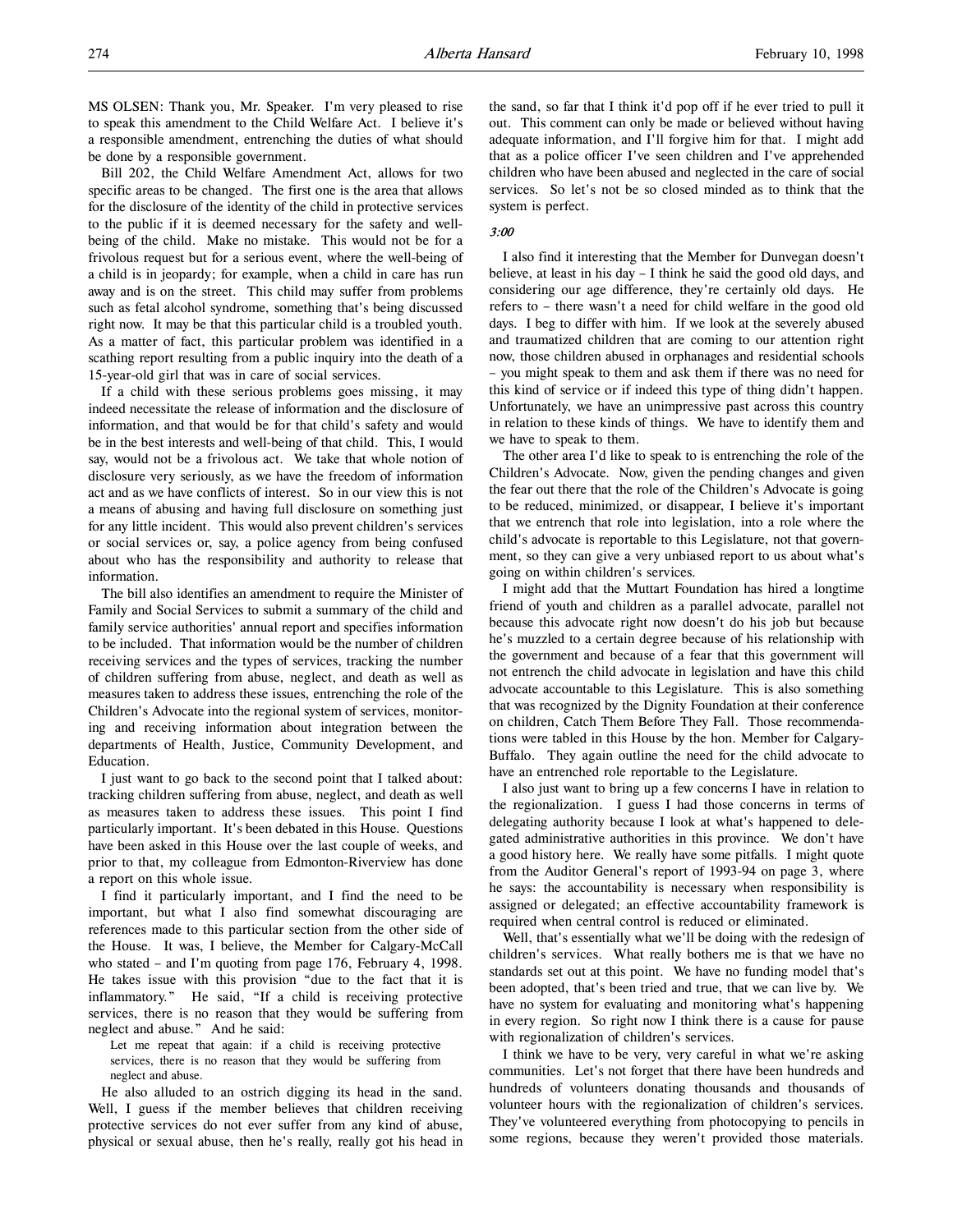MS OLSEN: Thank you, Mr. Speaker. I'm very pleased to rise to speak this amendment to the Child Welfare Act. I believe it's a responsible amendment, entrenching the duties of what should be done by a responsible government.

Bill 202, the Child Welfare Amendment Act, allows for two specific areas to be changed. The first one is the area that allows for the disclosure of the identity of the child in protective services to the public if it is deemed necessary for the safety and well-being of the child. Make no mistake. This would not be for a frivolous request but for a serious event, where the well-being of a child is in jeopardy; for example, when a child in care has run away and is on the street. This child may suffer from problems such as fetal alcohol syndrome, something that's being discussed right now. It may be that this particular child is a troubled youth. As a matter of fact, this particular problem was identified in a scathing report resulting from a public inquiry into the death of a 15-year-old girl that was in care of social services.

If a child with these serious problems goes missing, it may indeed necessitate the release of information and the disclosure of information, and that would be for that child's safety and would be in the best interests and well-being of that child. This, I would say, would not be a frivolous act. We take that whole notion of disclosure very seriously, as we have the freedom of information act and as we have conflicts of interest. So in our view this is not a means of abusing and having full disclosure on something just for any little incident. This would also prevent children's services or social services or, say, a police agency from being confused about who has the responsibility and authority to release that information.

The bill also identifies an amendment to require the Minister of Family and Social Services to submit a summary of the child and family service authorities' annual report and specifies information to be included. That information would be the number of children receiving services and the types of services, tracking the number of children suffering from abuse, neglect, and death as well as measures taken to address these issues, entrenching the role of the Children's Advocate into the regional system of services, monitoring and receiving information about integration between the departments of Health, Justice, Community Development, and Education.

I just want to go back to the second point that I talked about: tracking children suffering from abuse, neglect, and death as well as measures taken to address these issues. This point I find particularly important. It's been debated in this House. Questions have been asked in this House over the last couple of weeks, and prior to that, my colleague from Edmonton-Riverview has done a report on this whole issue.

I find it particularly important, and I find the need to be important, but what I also find somewhat discouraging are references made to this particular section from the other side of the House. It was, I believe, the Member for Calgary-McCall who stated – and I'm quoting from page 176, February 4, 1998. He takes issue with this provision "due to the fact that it is inflammatory." He said, "If a child is receiving protective services, there is no reason that they would be suffering from neglect and abuse." And he said:

> Let me repeat that again: if a child is receiving protective services, there is no reason that they would be suffering from neglect and abuse.

He also alluded to an ostrich digging its head in the sand. Well, I guess if the member believes that children receiving protective services do not ever suffer from any kind of abuse, physical or sexual abuse, then he's really, really got his head in the sand, so far that I think it'd pop off if he ever tried to pull it out. This comment can only be made or believed without having adequate information, and I'll forgive him for that. I might add that as a police officer I've seen children and I've apprehended children who have been abused and neglected in the care of social services. So let's not be so closed minded as to think that the system is perfect.

*3:00*

I also find it interesting that the Member for Dunvegan doesn't believe, at least in his day – I think he said the good old days, and considering our age difference, they're certainly old days. He refers to – there wasn't a need for child welfare in the good old days. I beg to differ with him. If we look at the severely abused and traumatized children that are coming to our attention right now, those children abused in orphanages and residential schools – you might speak to them and ask them if there was no need for this kind of service or if indeed this type of thing didn't happen. Unfortunately, we have an unimpressive past across this country in relation to these kinds of things. We have to identify them and we have to speak to them.

The other area I'd like to speak to is entrenching the role of the Children's Advocate. Now, given the pending changes and given the fear out there that the role of the Children's Advocate is going to be reduced, minimized, or disappear, I believe it's important that we entrench that role into legislation, into a role where the child's advocate is reportable to this Legislature, not that government, so they can give a very unbiased report to us about what's going on within children's services.

I might add that the Muttart Foundation has hired a longtime friend of youth and children as a parallel advocate, parallel not because this advocate right now doesn't do his job but because he's muzzled to a certain degree because of his relationship with the government and because of a fear that this government will not entrench the child advocate in legislation and have this child advocate accountable to this Legislature. This is also something that was recognized by the Dignity Foundation at their conference on children, Catch Them Before They Fall. Those recommendations were tabled in this House by the hon. Member for Calgary-Buffalo. They again outline the need for the child advocate to have an entrenched role reportable to the Legislature.

I also just want to bring up a few concerns I have in relation to the regionalization. I guess I had those concerns in terms of delegating authority because I look at what's happened to delegated administrative authorities in this province. We don't have a good history here. We really have some pitfalls. I might quote from the Auditor General's report of 1993-94 on page 3, where he says: the accountability is necessary when responsibility is assigned or delegated; an effective accountability framework is required when central control is reduced or eliminated.

Well, that's essentially what we'll be doing with the redesign of children's services. What really bothers me is that we have no standards set out at this point. We have no funding model that's been adopted, that's been tried and true, that we can live by. We have no system for evaluating and monitoring what's happening in every region. So right now I think there is a cause for pause with regionalization of children's services.

I think we have to be very, very careful in what we're asking communities. Let's not forget that there have been hundreds and hundreds of volunteers donating thousands and thousands of volunteer hours with the regionalization of children's services. They've volunteered everything from photocopying to pencils in some regions, because they weren't provided those materials.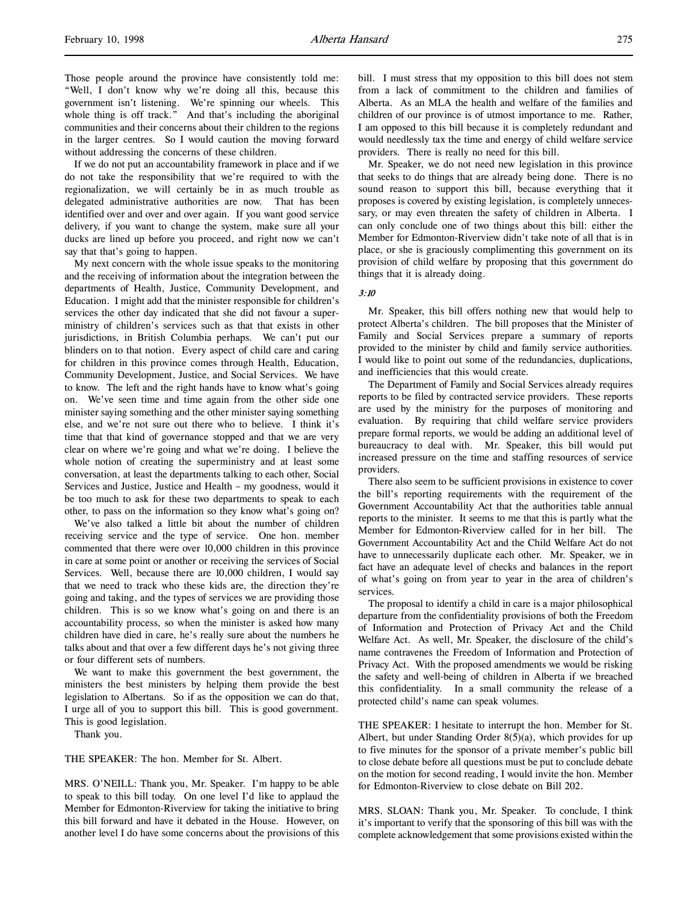Those people around the province have consistently told me: "Well, I don't know why we're doing all this, because this government isn't listening. We're spinning our wheels. This whole thing is off track." And that's including the aboriginal communities and their concerns about their children to the regions in the larger centres. So I would caution the moving forward without addressing the concerns of these children.

If we do not put an accountability framework in place and if we do not take the responsibility that we're required to with the regionalization, we will certainly be in as much trouble as delegated administrative authorities are now. That has been identified over and over and over again. If you want good service delivery, if you want to change the system, make sure all your ducks are lined up before you proceed, and right now we can't say that that's going to happen.

My next concern with the whole issue speaks to the monitoring and the receiving of information about the integration between the departments of Health, Justice, Community Development, and Education. I might add that the minister responsible for children's services the other day indicated that she did not favour a superministry of children's services such as that that exists in other jurisdictions, in British Columbia perhaps. We can't put our blinders on to that notion. Every aspect of child care and caring for children in this province comes through Health, Education, Community Development, Justice, and Social Services. We have to know. The left and the right hands have to know what's going on. We've seen time and time again from the other side one minister saying something and the other minister saying something else, and we're not sure out there who to believe. I think it's time that that kind of governance stopped and that we are very clear on where we're going and what we're doing. I believe the whole notion of creating the superministry and at least some conversation, at least the departments talking to each other, Social Services and Justice, Justice and Health – my goodness, would it be too much to ask for these two departments to speak to each other, to pass on the information so they know what's going on?

We've also talked a little bit about the number of children receiving service and the type of service. One hon. member commented that there were over 10,000 children in this province in care at some point or another or receiving the services of Social Services. Well, because there are 10,000 children, I would say that we need to track who these kids are, the direction they're going and taking, and the types of services we are providing those children. This is so we know what's going on and there is an accountability process, so when the minister is asked how many children have died in care, he's really sure about the numbers he talks about and that over a few different days he's not giving three or four different sets of numbers.

We want to make this government the best government, the ministers the best ministers by helping them provide the best legislation to Albertans. So if as the opposition we can do that, I urge all of you to support this bill. This is good government. This is good legislation.

Thank you.

THE SPEAKER: The hon. Member for St. Albert.

MRS. O'NEILL: Thank you, Mr. Speaker. I'm happy to be able to speak to this bill today. On one level I'd like to applaud the Member for Edmonton-Riverview for taking the initiative to bring this bill forward and have it debated in the House. However, on another level I do have some concerns about the provisions of this bill. I must stress that my opposition to this bill does not stem from a lack of commitment to the children and families of Alberta. As an MLA the health and welfare of the families and children of our province is of utmost importance to me. Rather, I am opposed to this bill because it is completely redundant and would needlessly tax the time and energy of child welfare service providers. There is really no need for this bill.

Mr. Speaker, we do not need new legislation in this province that seeks to do things that are already being done. There is no sound reason to support this bill, because everything that it proposes is covered by existing legislation, is completely unnecessary, or may even threaten the safety of children in Alberta. I can only conclude one of two things about this bill: either the Member for Edmonton-Riverview didn't take note of all that is in place, or she is graciously complimenting this government on its provision of child welfare by proposing that this government do things that it is already doing.

*3:10*

Mr. Speaker, this bill offers nothing new that would help to protect Alberta's children. The bill proposes that the Minister of Family and Social Services prepare a summary of reports provided to the minister by child and family service authorities. I would like to point out some of the redundancies, duplications, and inefficiencies that this would create.

The Department of Family and Social Services already requires reports to be filed by contracted service providers. These reports are used by the ministry for the purposes of monitoring and evaluation. By requiring that child welfare service providers prepare formal reports, we would be adding an additional level of bureaucracy to deal with. Mr. Speaker, this bill would put increased pressure on the time and staffing resources of service providers.

There also seem to be sufficient provisions in existence to cover the bill's reporting requirements with the requirement of the Government Accountability Act that the authorities table annual reports to the minister. It seems to me that this is partly what the Member for Edmonton-Riverview called for in her bill. The Government Accountability Act and the Child Welfare Act do not have to unnecessarily duplicate each other. Mr. Speaker, we in fact have an adequate level of checks and balances in the report of what's going on from year to year in the area of children's services.

The proposal to identify a child in care is a major philosophical departure from the confidentiality provisions of both the Freedom of Information and Protection of Privacy Act and the Child Welfare Act. As well, Mr. Speaker, the disclosure of the child's name contravenes the Freedom of Information and Protection of Privacy Act. With the proposed amendments we would be risking the safety and well-being of children in Alberta if we breached this confidentiality. In a small community the release of a protected child's name can speak volumes.

THE SPEAKER: I hesitate to interrupt the hon. Member for St. Albert, but under Standing Order 8(5)(a), which provides for up to five minutes for the sponsor of a private member's public bill to close debate before all questions must be put to conclude debate on the motion for second reading, I would invite the hon. Member for Edmonton-Riverview to close debate on Bill 202.

MRS. SLOAN: Thank you, Mr. Speaker. To conclude, I think it's important to verify that the sponsoring of this bill was with the complete acknowledgement that some provisions existed within the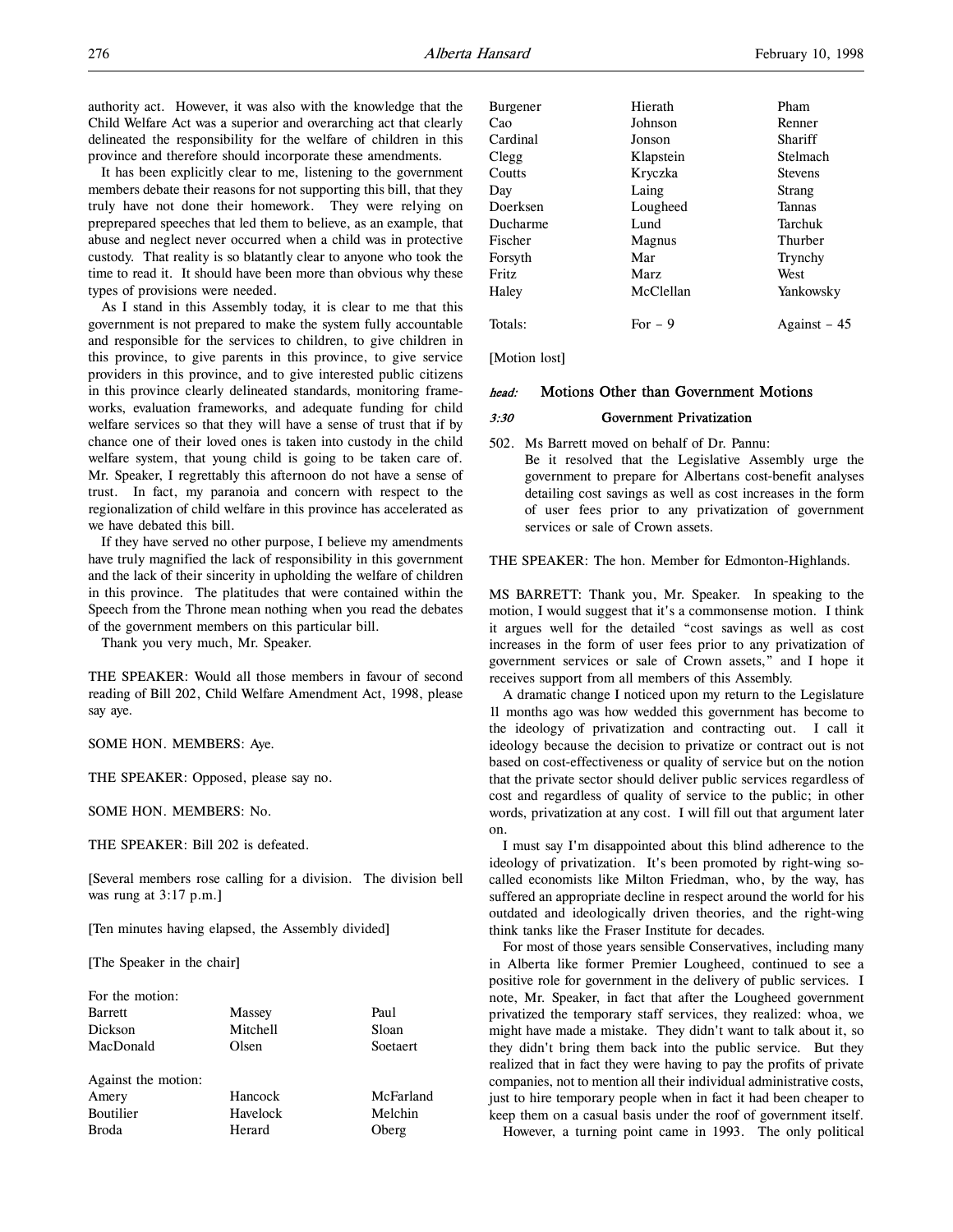authority act. However, it was also with the knowledge that the Child Welfare Act was a superior and overarching act that clearly delineated the responsibility for the welfare of children in this province and therefore should incorporate these amendments.

It has been explicitly clear to me, listening to the government members debate their reasons for not supporting this bill, that they truly have not done their homework. They were relying on preprepared speeches that led them to believe, as an example, that abuse and neglect never occurred when a child was in protective custody. That reality is so blatantly clear to anyone who took the time to read it. It should have been more than obvious why these types of provisions were needed.

As I stand in this Assembly today, it is clear to me that this government is not prepared to make the system fully accountable and responsible for the services to children, to give children in this province, to give parents in this province, to give service providers in this province, and to give interested public citizens in this province clearly delineated standards, monitoring frameworks, evaluation frameworks, and adequate funding for child welfare services so that they will have a sense of trust that if by chance one of their loved ones is taken into custody in the child welfare system, that young child is going to be taken care of. Mr. Speaker, I regrettably this afternoon do not have a sense of trust. In fact, my paranoia and concern with respect to the regionalization of child welfare in this province has accelerated as we have debated this bill.

If they have served no other purpose, I believe my amendments have truly magnified the lack of responsibility in this government and the lack of their sincerity in upholding the welfare of children in this province. The platitudes that were contained within the Speech from the Throne mean nothing when you read the debates of the government members on this particular bill.

Thank you very much, Mr. Speaker.

THE SPEAKER: Would all those members in favour of second reading of Bill 202, Child Welfare Amendment Act, 1998, please say aye.

SOME HON. MEMBERS: Aye.

THE SPEAKER: Opposed, please say no.

SOME HON. MEMBERS: No.

THE SPEAKER: Bill 202 is defeated.

[Several members rose calling for a division. The division bell was rung at 3:17 p.m.]

[Ten minutes having elapsed, the Assembly divided]

[The Speaker in the chair]

For the motion:

| | | |
|---|---|---|
| Barrett | Massey | Paul |
| Dickson | Mitchell | Sloan |
| MacDonald | Olsen | Soetaert |

Against the motion:

| | | |
|---|---|---|
| Amery | Hancock | McFarland |
| Boutilier | Havelock | Melchin |
| Broda | Herard | Oberg |
| Burgener | Hierath | Pham |
| Cao | Johnson | Renner |
| Cardinal | Jonson | Shariff |
| Clegg | Klapstein | Stelmach |
| Coutts | Kryczka | Stevens |
| Day | Laing | Strang |
| Doerksen | Lougheed | Tannas |
| Ducharme | Lund | Tarchuk |
| Fischer | Magnus | Thurber |
| Forsyth | Mar | Trynchy |
| Fritz | Marz | West |
| Haley | McClellan | Yankowsky |
| Totals: | For – 9 | Against – 45 |

[Motion lost]

## head: Motions Other than Government Motions

### 3:30 Government Privatization

502\. Ms Barrett moved on behalf of Dr. Pannu:
Be it resolved that the Legislative Assembly urge the government to prepare for Albertans cost-benefit analyses detailing cost savings as well as cost increases in the form of user fees prior to any privatization of government services or sale of Crown assets.

THE SPEAKER: The hon. Member for Edmonton-Highlands.

MS BARRETT: Thank you, Mr. Speaker. In speaking to the motion, I would suggest that it's a commonsense motion. I think it argues well for the detailed "cost savings as well as cost increases in the form of user fees prior to any privatization of government services or sale of Crown assets," and I hope it receives support from all members of this Assembly.

A dramatic change I noticed upon my return to the Legislature 11 months ago was how wedded this government has become to the ideology of privatization and contracting out. I call it ideology because the decision to privatize or contract out is not based on cost-effectiveness or quality of service but on the notion that the private sector should deliver public services regardless of cost and regardless of quality of service to the public; in other words, privatization at any cost. I will fill out that argument later on.

I must say I'm disappointed about this blind adherence to the ideology of privatization. It's been promoted by right-wing so-called economists like Milton Friedman, who, by the way, has suffered an appropriate decline in respect around the world for his outdated and ideologically driven theories, and the right-wing think tanks like the Fraser Institute for decades.

For most of those years sensible Conservatives, including many in Alberta like former Premier Lougheed, continued to see a positive role for government in the delivery of public services. I note, Mr. Speaker, in fact that after the Lougheed government privatized the temporary staff services, they realized: whoa, we might have made a mistake. They didn't want to talk about it, so they didn't bring them back into the public service. But they realized that in fact they were having to pay the profits of private companies, not to mention all their individual administrative costs, just to hire temporary people when in fact it had been cheaper to keep them on a casual basis under the roof of government itself.

However, a turning point came in 1993. The only political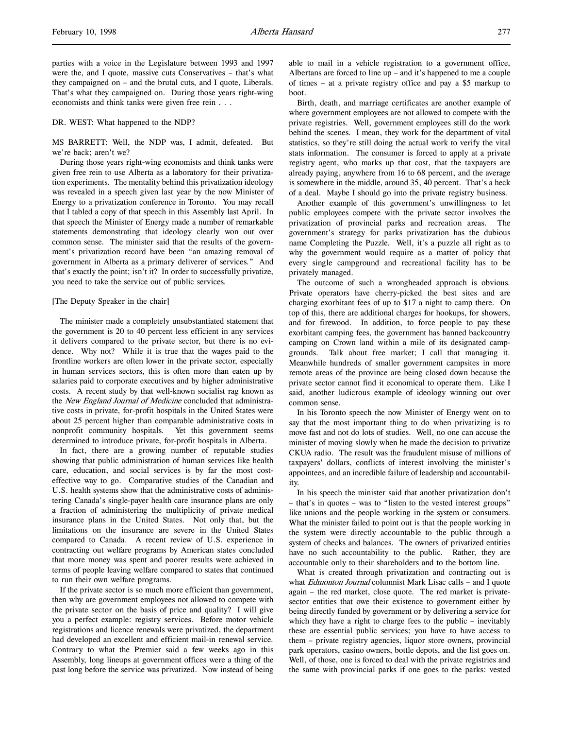parties with a voice in the Legislature between 1993 and 1997 were the, and I quote, massive cuts Conservatives – that's what they campaigned on – and the brutal cuts, and I quote, Liberals. That's what they campaigned on. During those years right-wing economists and think tanks were given free rein . . .

DR. WEST: What happened to the NDP?

MS BARRETT: Well, the NDP was, I admit, defeated. But we're back; aren't we?

During those years right-wing economists and think tanks were given free rein to use Alberta as a laboratory for their privatization experiments. The mentality behind this privatization ideology was revealed in a speech given last year by the now Minister of Energy to a privatization conference in Toronto. You may recall that I tabled a copy of that speech in this Assembly last April. In that speech the Minister of Energy made a number of remarkable statements demonstrating that ideology clearly won out over common sense. The minister said that the results of the government's privatization record have been "an amazing removal of government in Alberta as a primary deliverer of services." And that's exactly the point; isn't it? In order to successfully privatize, you need to take the service out of public services.

[The Deputy Speaker in the chair]

The minister made a completely unsubstantiated statement that the government is 20 to 40 percent less efficient in any services it delivers compared to the private sector, but there is no evidence. Why not? While it is true that the wages paid to the frontline workers are often lower in the private sector, especially in human services sectors, this is often more than eaten up by salaries paid to corporate executives and by higher administrative costs. A recent study by that well-known socialist rag known as the *New England Journal of Medicine* concluded that administrative costs in private, for-profit hospitals in the United States were about 25 percent higher than comparable administrative costs in nonprofit community hospitals. Yet this government seems determined to introduce private, for-profit hospitals in Alberta.

In fact, there are a growing number of reputable studies showing that public administration of human services like health care, education, and social services is by far the most cost-effective way to go. Comparative studies of the Canadian and U.S. health systems show that the administrative costs of administering Canada's single-payer health care insurance plans are only a fraction of administering the multiplicity of private medical insurance plans in the United States. Not only that, but the limitations on the insurance are severe in the United States compared to Canada. A recent review of U.S. experience in contracting out welfare programs by American states concluded that more money was spent and poorer results were achieved in terms of people leaving welfare compared to states that continued to run their own welfare programs.

If the private sector is so much more efficient than government, then why are government employees not allowed to compete with the private sector on the basis of price and quality? I will give you a perfect example: registry services. Before motor vehicle registrations and licence renewals were privatized, the department had developed an excellent and efficient mail-in renewal service. Contrary to what the Premier said a few weeks ago in this Assembly, long lineups at government offices were a thing of the past long before the service was privatized. Now instead of being able to mail in a vehicle registration to a government office, Albertans are forced to line up – and it's happened to me a couple of times – at a private registry office and pay a $5 markup to boot.

Birth, death, and marriage certificates are another example of where government employees are not allowed to compete with the private registries. Well, government employees still do the work behind the scenes. I mean, they work for the department of vital statistics, so they're still doing the actual work to verify the vital stats information. The consumer is forced to apply at a private registry agent, who marks up that cost, that the taxpayers are already paying, anywhere from 16 to 68 percent, and the average is somewhere in the middle, around 35, 40 percent. That's a heck of a deal. Maybe I should go into the private registry business.

Another example of this government's unwillingness to let public employees compete with the private sector involves the privatization of provincial parks and recreation areas. The government's strategy for parks privatization has the dubious name Completing the Puzzle. Well, it's a puzzle all right as to why the government would require as a matter of policy that every single campground and recreational facility has to be privately managed.

The outcome of such a wrongheaded approach is obvious. Private operators have cherry-picked the best sites and are charging exorbitant fees of up to $17 a night to camp there. On top of this, there are additional charges for hookups, for showers, and for firewood. In addition, to force people to pay these exorbitant camping fees, the government has banned backcountry camping on Crown land within a mile of its designated campgrounds. Talk about free market; I call that managing it. Meanwhile hundreds of smaller government campsites in more remote areas of the province are being closed down because the private sector cannot find it economical to operate them. Like I said, another ludicrous example of ideology winning out over common sense.

In his Toronto speech the now Minister of Energy went on to say that the most important thing to do when privatizing is to move fast and not do lots of studies. Well, no one can accuse the minister of moving slowly when he made the decision to privatize CKUA radio. The result was the fraudulent misuse of millions of taxpayers' dollars, conflicts of interest involving the minister's appointees, and an incredible failure of leadership and accountability.

In his speech the minister said that another privatization don't – that's in quotes – was to "listen to the vested interest groups" like unions and the people working in the system or consumers. What the minister failed to point out is that the people working in the system were directly accountable to the public through a system of checks and balances. The owners of privatized entities have no such accountability to the public. Rather, they are accountable only to their shareholders and to the bottom line.

What is created through privatization and contracting out is what *Edmonton Journal* columnist Mark Lisac calls – and I quote again – the red market, close quote. The red market is private-sector entities that owe their existence to government either by being directly funded by government or by delivering a service for which they have a right to charge fees to the public – inevitably these are essential public services; you have to have access to them – private registry agencies, liquor store owners, provincial park operators, casino owners, bottle depots, and the list goes on. Well, of those, one is forced to deal with the private registries and the same with provincial parks if one goes to the parks: vested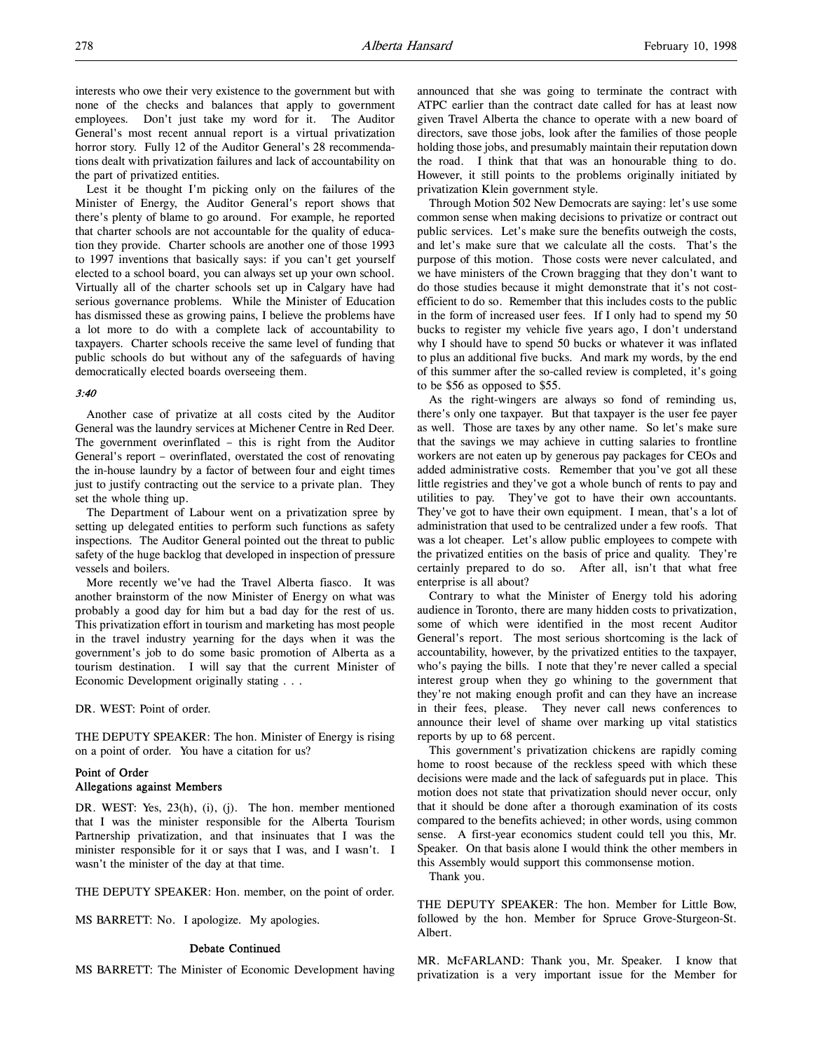interests who owe their very existence to the government but with none of the checks and balances that apply to government employees. Don't just take my word for it. The Auditor General's most recent annual report is a virtual privatization horror story. Fully 12 of the Auditor General's 28 recommendations dealt with privatization failures and lack of accountability on the part of privatized entities.

Lest it be thought I'm picking only on the failures of the Minister of Energy, the Auditor General's report shows that there's plenty of blame to go around. For example, he reported that charter schools are not accountable for the quality of education they provide. Charter schools are another one of those 1993 to 1997 inventions that basically says: if you can't get yourself elected to a school board, you can always set up your own school. Virtually all of the charter schools set up in Calgary have had serious governance problems. While the Minister of Education has dismissed these as growing pains, I believe the problems have a lot more to do with a complete lack of accountability to taxpayers. Charter schools receive the same level of funding that public schools do but without any of the safeguards of having democratically elected boards overseeing them.

*3:40*

Another case of privatize at all costs cited by the Auditor General was the laundry services at Michener Centre in Red Deer. The government overinflated – this is right from the Auditor General's report – overinflated, overstated the cost of renovating the in-house laundry by a factor of between four and eight times just to justify contracting out the service to a private plan. They set the whole thing up.

The Department of Labour went on a privatization spree by setting up delegated entities to perform such functions as safety inspections. The Auditor General pointed out the threat to public safety of the huge backlog that developed in inspection of pressure vessels and boilers.

More recently we've had the Travel Alberta fiasco. It was another brainstorm of the now Minister of Energy on what was probably a good day for him but a bad day for the rest of us. This privatization effort in tourism and marketing has most people in the travel industry yearning for the days when it was the government's job to do some basic promotion of Alberta as a tourism destination. I will say that the current Minister of Economic Development originally stating . . .

DR. WEST: Point of order.

THE DEPUTY SPEAKER: The hon. Minister of Energy is rising on a point of order. You have a citation for us?

**Point of Order**
**Allegations against Members**

DR. WEST: Yes, 23(h), (i), (j). The hon. member mentioned that I was the minister responsible for the Alberta Tourism Partnership privatization, and that insinuates that I was the minister responsible for it or says that I was, and I wasn't. I wasn't the minister of the day at that time.

THE DEPUTY SPEAKER: Hon. member, on the point of order.

MS BARRETT: No. I apologize. My apologies.

**Debate Continued**

MS BARRETT: The Minister of Economic Development having announced that she was going to terminate the contract with ATPC earlier than the contract date called for has at least now given Travel Alberta the chance to operate with a new board of directors, save those jobs, look after the families of those people holding those jobs, and presumably maintain their reputation down the road. I think that that was an honourable thing to do. However, it still points to the problems originally initiated by privatization Klein government style.

Through Motion 502 New Democrats are saying: let's use some common sense when making decisions to privatize or contract out public services. Let's make sure the benefits outweigh the costs, and let's make sure that we calculate all the costs. That's the purpose of this motion. Those costs were never calculated, and we have ministers of the Crown bragging that they don't want to do those studies because it might demonstrate that it's not cost-efficient to do so. Remember that this includes costs to the public in the form of increased user fees. If I only had to spend my 50 bucks to register my vehicle five years ago, I don't understand why I should have to spend 50 bucks or whatever it was inflated to plus an additional five bucks. And mark my words, by the end of this summer after the so-called review is completed, it's going to be $56 as opposed to $55.

As the right-wingers are always so fond of reminding us, there's only one taxpayer. But that taxpayer is the user fee payer as well. Those are taxes by any other name. So let's make sure that the savings we may achieve in cutting salaries to frontline workers are not eaten up by generous pay packages for CEOs and added administrative costs. Remember that you've got all these little registries and they've got a whole bunch of rents to pay and utilities to pay. They've got to have their own accountants. They've got to have their own equipment. I mean, that's a lot of administration that used to be centralized under a few roofs. That was a lot cheaper. Let's allow public employees to compete with the privatized entities on the basis of price and quality. They're certainly prepared to do so. After all, isn't that what free enterprise is all about?

Contrary to what the Minister of Energy told his adoring audience in Toronto, there are many hidden costs to privatization, some of which were identified in the most recent Auditor General's report. The most serious shortcoming is the lack of accountability, however, by the privatized entities to the taxpayer, who's paying the bills. I note that they're never called a special interest group when they go whining to the government that they're not making enough profit and can they have an increase in their fees, please. They never call news conferences to announce their level of shame over marking up vital statistics reports by up to 68 percent.

This government's privatization chickens are rapidly coming home to roost because of the reckless speed with which these decisions were made and the lack of safeguards put in place. This motion does not state that privatization should never occur, only that it should be done after a thorough examination of its costs compared to the benefits achieved; in other words, using common sense. A first-year economics student could tell you this, Mr. Speaker. On that basis alone I would think the other members in this Assembly would support this commonsense motion.

Thank you.

THE DEPUTY SPEAKER: The hon. Member for Little Bow, followed by the hon. Member for Spruce Grove-Sturgeon-St. Albert.

MR. McFARLAND: Thank you, Mr. Speaker. I know that privatization is a very important issue for the Member for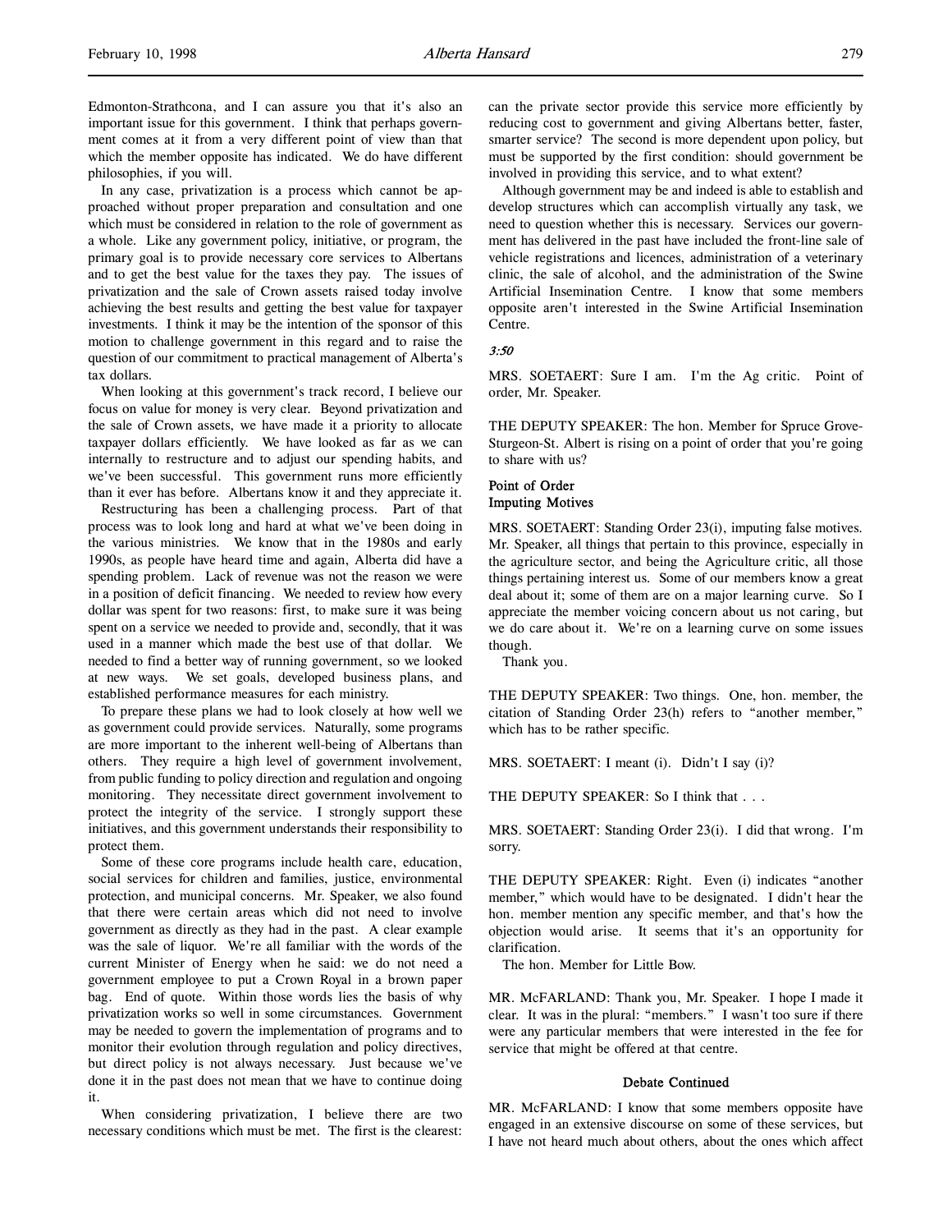Edmonton-Strathcona, and I can assure you that it's also an important issue for this government. I think that perhaps government comes at it from a very different point of view than that which the member opposite has indicated. We do have different philosophies, if you will.

In any case, privatization is a process which cannot be approached without proper preparation and consultation and one which must be considered in relation to the role of government as a whole. Like any government policy, initiative, or program, the primary goal is to provide necessary core services to Albertans and to get the best value for the taxes they pay. The issues of privatization and the sale of Crown assets raised today involve achieving the best results and getting the best value for taxpayer investments. I think it may be the intention of the sponsor of this motion to challenge government in this regard and to raise the question of our commitment to practical management of Alberta's tax dollars.

When looking at this government's track record, I believe our focus on value for money is very clear. Beyond privatization and the sale of Crown assets, we have made it a priority to allocate taxpayer dollars efficiently. We have looked as far as we can internally to restructure and to adjust our spending habits, and we've been successful. This government runs more efficiently than it ever has before. Albertans know it and they appreciate it.

Restructuring has been a challenging process. Part of that process was to look long and hard at what we've been doing in the various ministries. We know that in the 1980s and early 1990s, as people have heard time and again, Alberta did have a spending problem. Lack of revenue was not the reason we were in a position of deficit financing. We needed to review how every dollar was spent for two reasons: first, to make sure it was being spent on a service we needed to provide and, secondly, that it was used in a manner which made the best use of that dollar. We needed to find a better way of running government, so we looked at new ways. We set goals, developed business plans, and established performance measures for each ministry.

To prepare these plans we had to look closely at how well we as government could provide services. Naturally, some programs are more important to the inherent well-being of Albertans than others. They require a high level of government involvement, from public funding to policy direction and regulation and ongoing monitoring. They necessitate direct government involvement to protect the integrity of the service. I strongly support these initiatives, and this government understands their responsibility to protect them.

Some of these core programs include health care, education, social services for children and families, justice, environmental protection, and municipal concerns. Mr. Speaker, we also found that there were certain areas which did not need to involve government as directly as they had in the past. A clear example was the sale of liquor. We're all familiar with the words of the current Minister of Energy when he said: we do not need a government employee to put a Crown Royal in a brown paper bag. End of quote. Within those words lies the basis of why privatization works so well in some circumstances. Government may be needed to govern the implementation of programs and to monitor their evolution through regulation and policy directives, but direct policy is not always necessary. Just because we've done it in the past does not mean that we have to continue doing it.

When considering privatization, I believe there are two necessary conditions which must be met. The first is the clearest: can the private sector provide this service more efficiently by reducing cost to government and giving Albertans better, faster, smarter service? The second is more dependent upon policy, but must be supported by the first condition: should government be involved in providing this service, and to what extent?

Although government may be and indeed is able to establish and develop structures which can accomplish virtually any task, we need to question whether this is necessary. Services our government has delivered in the past have included the front-line sale of vehicle registrations and licences, administration of a veterinary clinic, the sale of alcohol, and the administration of the Swine Artificial Insemination Centre. I know that some members opposite aren't interested in the Swine Artificial Insemination Centre.

*3:50*

MRS. SOETAERT: Sure I am. I'm the Ag critic. Point of order, Mr. Speaker.

THE DEPUTY SPEAKER: The hon. Member for Spruce Grove-Sturgeon-St. Albert is rising on a point of order that you're going to share with us?

**Point of Order**
**Imputing Motives**

MRS. SOETAERT: Standing Order 23(i), imputing false motives. Mr. Speaker, all things that pertain to this province, especially in the agriculture sector, and being the Agriculture critic, all those things pertaining interest us. Some of our members know a great deal about it; some of them are on a major learning curve. So I appreciate the member voicing concern about us not caring, but we do care about it. We're on a learning curve on some issues though.

Thank you.

THE DEPUTY SPEAKER: Two things. One, hon. member, the citation of Standing Order 23(h) refers to "another member," which has to be rather specific.

MRS. SOETAERT: I meant (i). Didn't I say (i)?

THE DEPUTY SPEAKER: So I think that . . .

MRS. SOETAERT: Standing Order 23(i). I did that wrong. I'm sorry.

THE DEPUTY SPEAKER: Right. Even (i) indicates "another member," which would have to be designated. I didn't hear the hon. member mention any specific member, and that's how the objection would arise. It seems that it's an opportunity for clarification.

The hon. Member for Little Bow.

MR. McFARLAND: Thank you, Mr. Speaker. I hope I made it clear. It was in the plural: "members." I wasn't too sure if there were any particular members that were interested in the fee for service that might be offered at that centre.

**Debate Continued**

MR. McFARLAND: I know that some members opposite have engaged in an extensive discourse on some of these services, but I have not heard much about others, about the ones which affect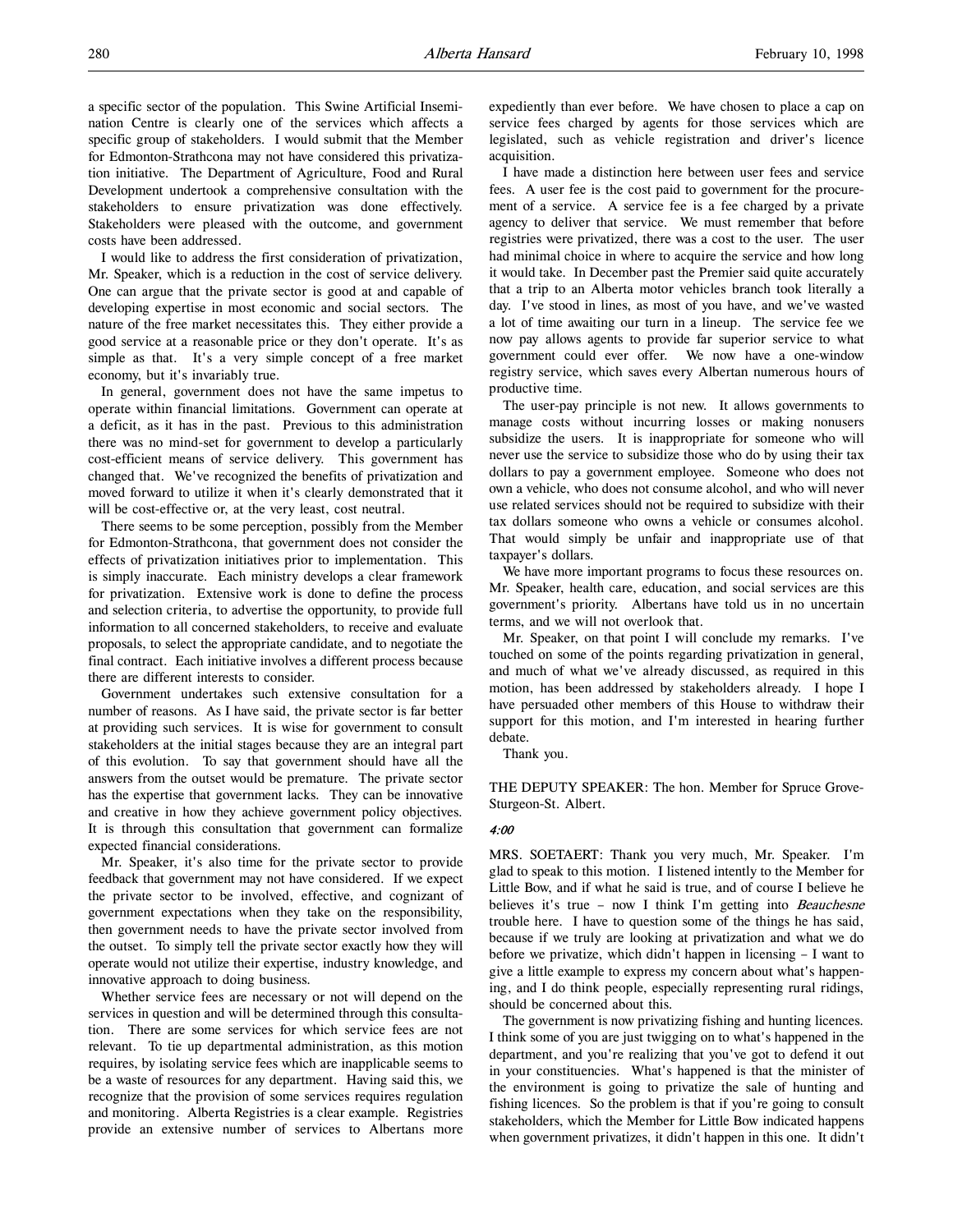a specific sector of the population. This Swine Artificial Insemination Centre is clearly one of the services which affects a specific group of stakeholders. I would submit that the Member for Edmonton-Strathcona may not have considered this privatization initiative. The Department of Agriculture, Food and Rural Development undertook a comprehensive consultation with the stakeholders to ensure privatization was done effectively. Stakeholders were pleased with the outcome, and government costs have been addressed.

I would like to address the first consideration of privatization, Mr. Speaker, which is a reduction in the cost of service delivery. One can argue that the private sector is good at and capable of developing expertise in most economic and social sectors. The nature of the free market necessitates this. They either provide a good service at a reasonable price or they don't operate. It's as simple as that. It's a very simple concept of a free market economy, but it's invariably true.

In general, government does not have the same impetus to operate within financial limitations. Government can operate at a deficit, as it has in the past. Previous to this administration there was no mind-set for government to develop a particularly cost-efficient means of service delivery. This government has changed that. We've recognized the benefits of privatization and moved forward to utilize it when it's clearly demonstrated that it will be cost-effective or, at the very least, cost neutral.

There seems to be some perception, possibly from the Member for Edmonton-Strathcona, that government does not consider the effects of privatization initiatives prior to implementation. This is simply inaccurate. Each ministry develops a clear framework for privatization. Extensive work is done to define the process and selection criteria, to advertise the opportunity, to provide full information to all concerned stakeholders, to receive and evaluate proposals, to select the appropriate candidate, and to negotiate the final contract. Each initiative involves a different process because there are different interests to consider.

Government undertakes such extensive consultation for a number of reasons. As I have said, the private sector is far better at providing such services. It is wise for government to consult stakeholders at the initial stages because they are an integral part of this evolution. To say that government should have all the answers from the outset would be premature. The private sector has the expertise that government lacks. They can be innovative and creative in how they achieve government policy objectives. It is through this consultation that government can formalize expected financial considerations.

Mr. Speaker, it's also time for the private sector to provide feedback that government may not have considered. If we expect the private sector to be involved, effective, and cognizant of government expectations when they take on the responsibility, then government needs to have the private sector involved from the outset. To simply tell the private sector exactly how they will operate would not utilize their expertise, industry knowledge, and innovative approach to doing business.

Whether service fees are necessary or not will depend on the services in question and will be determined through this consultation. There are some services for which service fees are not relevant. To tie up departmental administration, as this motion requires, by isolating service fees which are inapplicable seems to be a waste of resources for any department. Having said this, we recognize that the provision of some services requires regulation and monitoring. Alberta Registries is a clear example. Registries provide an extensive number of services to Albertans more expediently than ever before. We have chosen to place a cap on service fees charged by agents for those services which are legislated, such as vehicle registration and driver's licence acquisition.

I have made a distinction here between user fees and service fees. A user fee is the cost paid to government for the procurement of a service. A service fee is a fee charged by a private agency to deliver that service. We must remember that before registries were privatized, there was a cost to the user. The user had minimal choice in where to acquire the service and how long it would take. In December past the Premier said quite accurately that a trip to an Alberta motor vehicles branch took literally a day. I've stood in lines, as most of you have, and we've wasted a lot of time awaiting our turn in a lineup. The service fee we now pay allows agents to provide far superior service to what government could ever offer. We now have a one-window registry service, which saves every Albertan numerous hours of productive time.

The user-pay principle is not new. It allows governments to manage costs without incurring losses or making nonusers subsidize the users. It is inappropriate for someone who will never use the service to subsidize those who do by using their tax dollars to pay a government employee. Someone who does not own a vehicle, who does not consume alcohol, and who will never use related services should not be required to subsidize with their tax dollars someone who owns a vehicle or consumes alcohol. That would simply be unfair and inappropriate use of that taxpayer's dollars.

We have more important programs to focus these resources on. Mr. Speaker, health care, education, and social services are this government's priority. Albertans have told us in no uncertain terms, and we will not overlook that.

Mr. Speaker, on that point I will conclude my remarks. I've touched on some of the points regarding privatization in general, and much of what we've already discussed, as required in this motion, has been addressed by stakeholders already. I hope I have persuaded other members of this House to withdraw their support for this motion, and I'm interested in hearing further debate.

Thank you.

THE DEPUTY SPEAKER: The hon. Member for Spruce Grove-Sturgeon-St. Albert.

*4:00*

MRS. SOETAERT: Thank you very much, Mr. Speaker. I'm glad to speak to this motion. I listened intently to the Member for Little Bow, and if what he said is true, and of course I believe he believes it's true – now I think I'm getting into *Beauchesne* trouble here. I have to question some of the things he has said, because if we truly are looking at privatization and what we do before we privatize, which didn't happen in licensing – I want to give a little example to express my concern about what's happening, and I do think people, especially representing rural ridings, should be concerned about this.

The government is now privatizing fishing and hunting licences. I think some of you are just twigging on to what's happened in the department, and you're realizing that you've got to defend it out in your constituencies. What's happened is that the minister of the environment is going to privatize the sale of hunting and fishing licences. So the problem is that if you're going to consult stakeholders, which the Member for Little Bow indicated happens when government privatizes, it didn't happen in this one. It didn't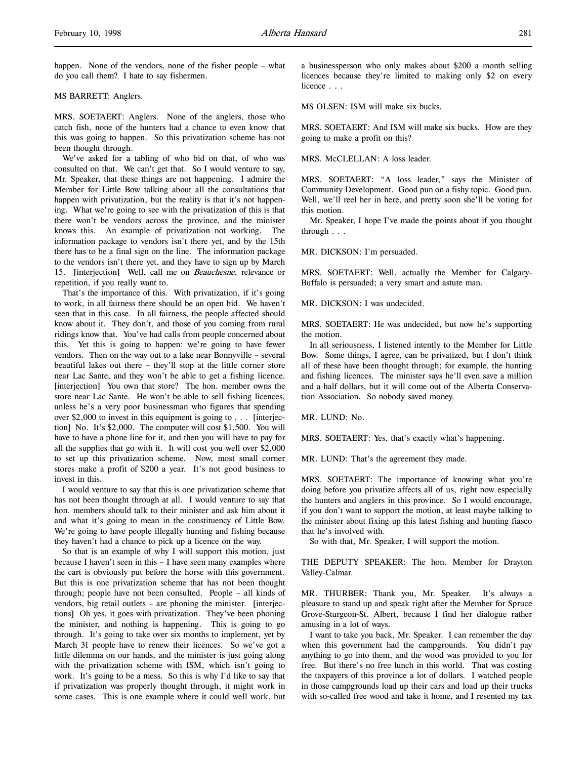happen. None of the vendors, none of the fisher people – what do you call them? I hate to say fishermen.

MS BARRETT: Anglers.

MRS. SOETAERT: Anglers. None of the anglers, those who catch fish, none of the hunters had a chance to even know that this was going to happen. So this privatization scheme has not been thought through.

We've asked for a tabling of who bid on that, of who was consulted on that. We can't get that. So I would venture to say, Mr. Speaker, that these things are not happening. I admire the Member for Little Bow talking about all the consultations that happen with privatization, but the reality is that it's not happening. What we're going to see with the privatization of this is that there won't be vendors across the province, and the minister knows this. An example of privatization not working. The information package to vendors isn't there yet, and by the 15th there has to be a final sign on the line. The information package to the vendors isn't there yet, and they have to sign up by March 15. [interjection] Well, call me on *Beauchesne*, relevance or repetition, if you really want to.

That's the importance of this. With privatization, if it's going to work, in all fairness there should be an open bid. We haven't seen that in this case. In all fairness, the people affected should know about it. They don't, and those of you coming from rural ridings know that. You've had calls from people concerned about this. Yet this is going to happen: we're going to have fewer vendors. Then on the way out to a lake near Bonnyville – several beautiful lakes out there – they'll stop at the little corner store near Lac Sante, and they won't be able to get a fishing licence. [interjection] You own that store? The hon. member owns the store near Lac Sante. He won't be able to sell fishing licences, unless he's a very poor businessman who figures that spending over $2,000 to invest in this equipment is going to . . . [interjection] No. It's $2,000. The computer will cost $1,500. You will have to have a phone line for it, and then you will have to pay for all the supplies that go with it. It will cost you well over $2,000 to set up this privatization scheme. Now, most small corner stores make a profit of $200 a year. It's not good business to invest in this.

I would venture to say that this is one privatization scheme that has not been thought through at all. I would venture to say that hon. members should talk to their minister and ask him about it and what it's going to mean in the constituency of Little Bow. We're going to have people illegally hunting and fishing because they haven't had a chance to pick up a licence on the way.

So that is an example of why I will support this motion, just because I haven't seen in this – I have seen many examples where the cart is obviously put before the horse with this government. But this is one privatization scheme that has not been thought through; people have not been consulted. People – all kinds of vendors, big retail outlets – are phoning the minister. [interjections] Oh yes, it goes with privatization. They've been phoning the minister, and nothing is happening. This is going to go through. It's going to take over six months to implement, yet by March 31 people have to renew their licences. So we've got a little dilemma on our hands, and the minister is just going along with the privatization scheme with ISM, which isn't going to work. It's going to be a mess. So this is why I'd like to say that if privatization was properly thought through, it might work in some cases. This is one example where it could well work, but a businessperson who only makes about $200 a month selling licences because they're limited to making only $2 on every licence . . .

MS OLSEN: ISM will make six bucks.

MRS. SOETAERT: And ISM will make six bucks. How are they going to make a profit on this?

MRS. McCLELLAN: A loss leader.

MRS. SOETAERT: "A loss leader," says the Minister of Community Development. Good pun on a fishy topic. Good pun. Well, we'll reel her in here, and pretty soon she'll be voting for this motion.

Mr. Speaker, I hope I've made the points about if you thought through . . .

MR. DICKSON: I'm persuaded.

MRS. SOETAERT: Well, actually the Member for Calgary-Buffalo is persuaded; a very smart and astute man.

MR. DICKSON: I was undecided.

MRS. SOETAERT: He was undecided, but now he's supporting the motion.

In all seriousness, I listened intently to the Member for Little Bow. Some things, I agree, can be privatized, but I don't think all of these have been thought through; for example, the hunting and fishing licences. The minister says he'll even save a million and a half dollars, but it will come out of the Alberta Conservation Association. So nobody saved money.

MR. LUND: No.

MRS. SOETAERT: Yes, that's exactly what's happening.

MR. LUND: That's the agreement they made.

MRS. SOETAERT: The importance of knowing what you're doing before you privatize affects all of us, right now especially the hunters and anglers in this province. So I would encourage, if you don't want to support the motion, at least maybe talking to the minister about fixing up this latest fishing and hunting fiasco that he's involved with.

So with that, Mr. Speaker, I will support the motion.

THE DEPUTY SPEAKER: The hon. Member for Drayton Valley-Calmar.

MR. THURBER: Thank you, Mr. Speaker. It's always a pleasure to stand up and speak right after the Member for Spruce Grove-Sturgeon-St. Albert, because I find her dialogue rather amusing in a lot of ways.

I want to take you back, Mr. Speaker. I can remember the day when this government had the campgrounds. You didn't pay anything to go into them, and the wood was provided to you for free. But there's no free lunch in this world. That was costing the taxpayers of this province a lot of dollars. I watched people in those campgrounds load up their cars and load up their trucks with so-called free wood and take it home, and I resented my tax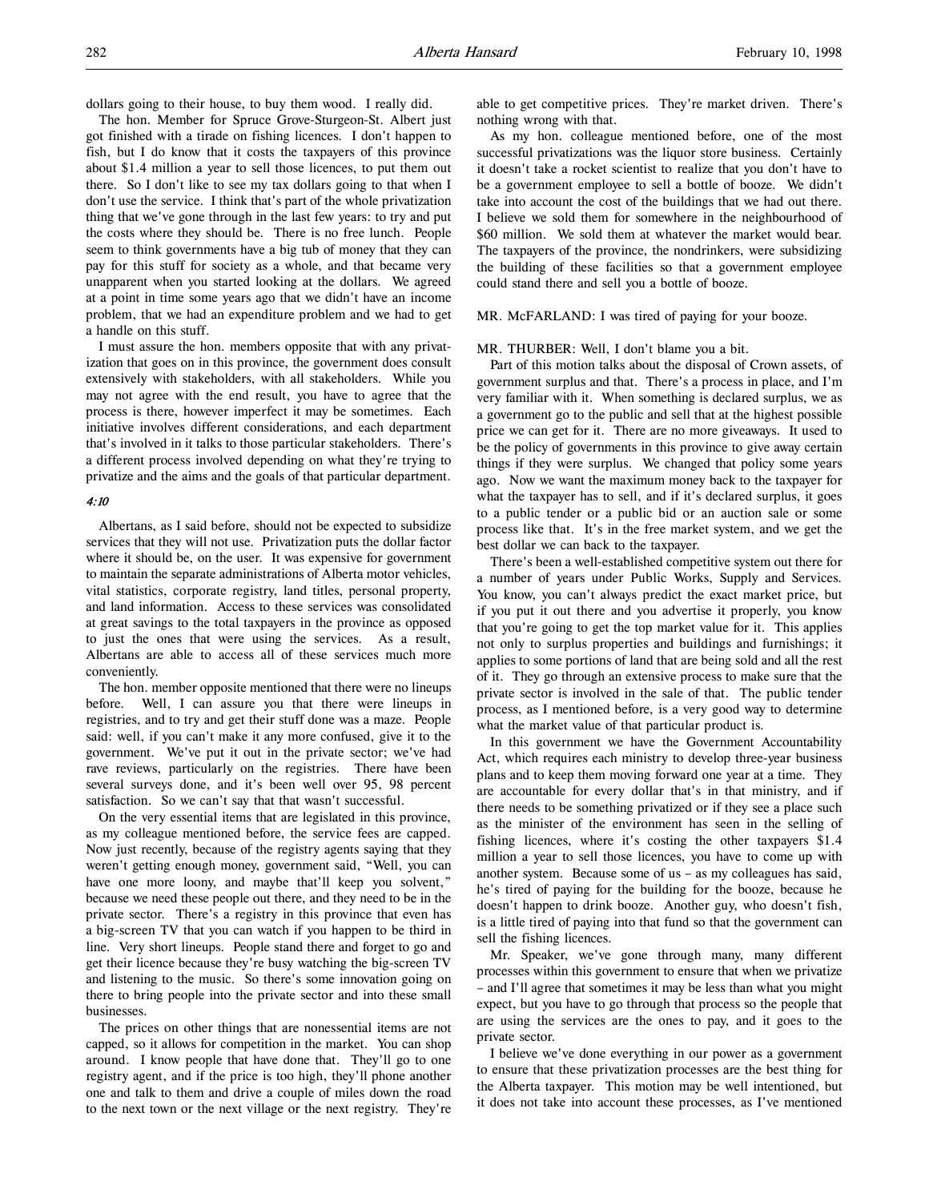dollars going to their house, to buy them wood. I really did.

The hon. Member for Spruce Grove-Sturgeon-St. Albert just got finished with a tirade on fishing licences. I don't happen to fish, but I do know that it costs the taxpayers of this province about $1.4 million a year to sell those licences, to put them out there. So I don't like to see my tax dollars going to that when I don't use the service. I think that's part of the whole privatization thing that we've gone through in the last few years: to try and put the costs where they should be. There is no free lunch. People seem to think governments have a big tub of money that they can pay for this stuff for society as a whole, and that became very unapparent when you started looking at the dollars. We agreed at a point in time some years ago that we didn't have an income problem, that we had an expenditure problem and we had to get a handle on this stuff.

I must assure the hon. members opposite that with any privatization that goes on in this province, the government does consult extensively with stakeholders, with all stakeholders. While you may not agree with the end result, you have to agree that the process is there, however imperfect it may be sometimes. Each initiative involves different considerations, and each department that's involved in it talks to those particular stakeholders. There's a different process involved depending on what they're trying to privatize and the aims and the goals of that particular department.

*4:10*

Albertans, as I said before, should not be expected to subsidize services that they will not use. Privatization puts the dollar factor where it should be, on the user. It was expensive for government to maintain the separate administrations of Alberta motor vehicles, vital statistics, corporate registry, land titles, personal property, and land information. Access to these services was consolidated at great savings to the total taxpayers in the province as opposed to just the ones that were using the services. As a result, Albertans are able to access all of these services much more conveniently.

The hon. member opposite mentioned that there were no lineups before. Well, I can assure you that there were lineups in registries, and to try and get their stuff done was a maze. People said: well, if you can't make it any more confused, give it to the government. We've put it out in the private sector; we've had rave reviews, particularly on the registries. There have been several surveys done, and it's been well over 95, 98 percent satisfaction. So we can't say that that wasn't successful.

On the very essential items that are legislated in this province, as my colleague mentioned before, the service fees are capped. Now just recently, because of the registry agents saying that they weren't getting enough money, government said, "Well, you can have one more loony, and maybe that'll keep you solvent," because we need these people out there, and they need to be in the private sector. There's a registry in this province that even has a big-screen TV that you can watch if you happen to be third in line. Very short lineups. People stand there and forget to go and get their licence because they're busy watching the big-screen TV and listening to the music. So there's some innovation going on there to bring people into the private sector and into these small businesses.

The prices on other things that are nonessential items are not capped, so it allows for competition in the market. You can shop around. I know people that have done that. They'll go to one registry agent, and if the price is too high, they'll phone another one and talk to them and drive a couple of miles down the road to the next town or the next village or the next registry. They're able to get competitive prices. They're market driven. There's nothing wrong with that.

As my hon. colleague mentioned before, one of the most successful privatizations was the liquor store business. Certainly it doesn't take a rocket scientist to realize that you don't have to be a government employee to sell a bottle of booze. We didn't take into account the cost of the buildings that we had out there. I believe we sold them for somewhere in the neighbourhood of $60 million. We sold them at whatever the market would bear. The taxpayers of the province, the nondrinkers, were subsidizing the building of these facilities so that a government employee could stand there and sell you a bottle of booze.

MR. McFARLAND: I was tired of paying for your booze.

MR. THURBER: Well, I don't blame you a bit.

Part of this motion talks about the disposal of Crown assets, of government surplus and that. There's a process in place, and I'm very familiar with it. When something is declared surplus, we as a government go to the public and sell that at the highest possible price we can get for it. There are no more giveaways. It used to be the policy of governments in this province to give away certain things if they were surplus. We changed that policy some years ago. Now we want the maximum money back to the taxpayer for what the taxpayer has to sell, and if it's declared surplus, it goes to a public tender or a public bid or an auction sale or some process like that. It's in the free market system, and we get the best dollar we can back to the taxpayer.

There's been a well-established competitive system out there for a number of years under Public Works, Supply and Services. You know, you can't always predict the exact market price, but if you put it out there and you advertise it properly, you know that you're going to get the top market value for it. This applies not only to surplus properties and buildings and furnishings; it applies to some portions of land that are being sold and all the rest of it. They go through an extensive process to make sure that the private sector is involved in the sale of that. The public tender process, as I mentioned before, is a very good way to determine what the market value of that particular product is.

In this government we have the Government Accountability Act, which requires each ministry to develop three-year business plans and to keep them moving forward one year at a time. They are accountable for every dollar that's in that ministry, and if there needs to be something privatized or if they see a place such as the minister of the environment has seen in the selling of fishing licences, where it's costing the other taxpayers $1.4 million a year to sell those licences, you have to come up with another system. Because some of us – as my colleagues has said, he's tired of paying for the building for the booze, because he doesn't happen to drink booze. Another guy, who doesn't fish, is a little tired of paying into that fund so that the government can sell the fishing licences.

Mr. Speaker, we've gone through many, many different processes within this government to ensure that when we privatize – and I'll agree that sometimes it may be less than what you might expect, but you have to go through that process so the people that are using the services are the ones to pay, and it goes to the private sector.

I believe we've done everything in our power as a government to ensure that these privatization processes are the best thing for the Alberta taxpayer. This motion may be well intentioned, but it does not take into account these processes, as I've mentioned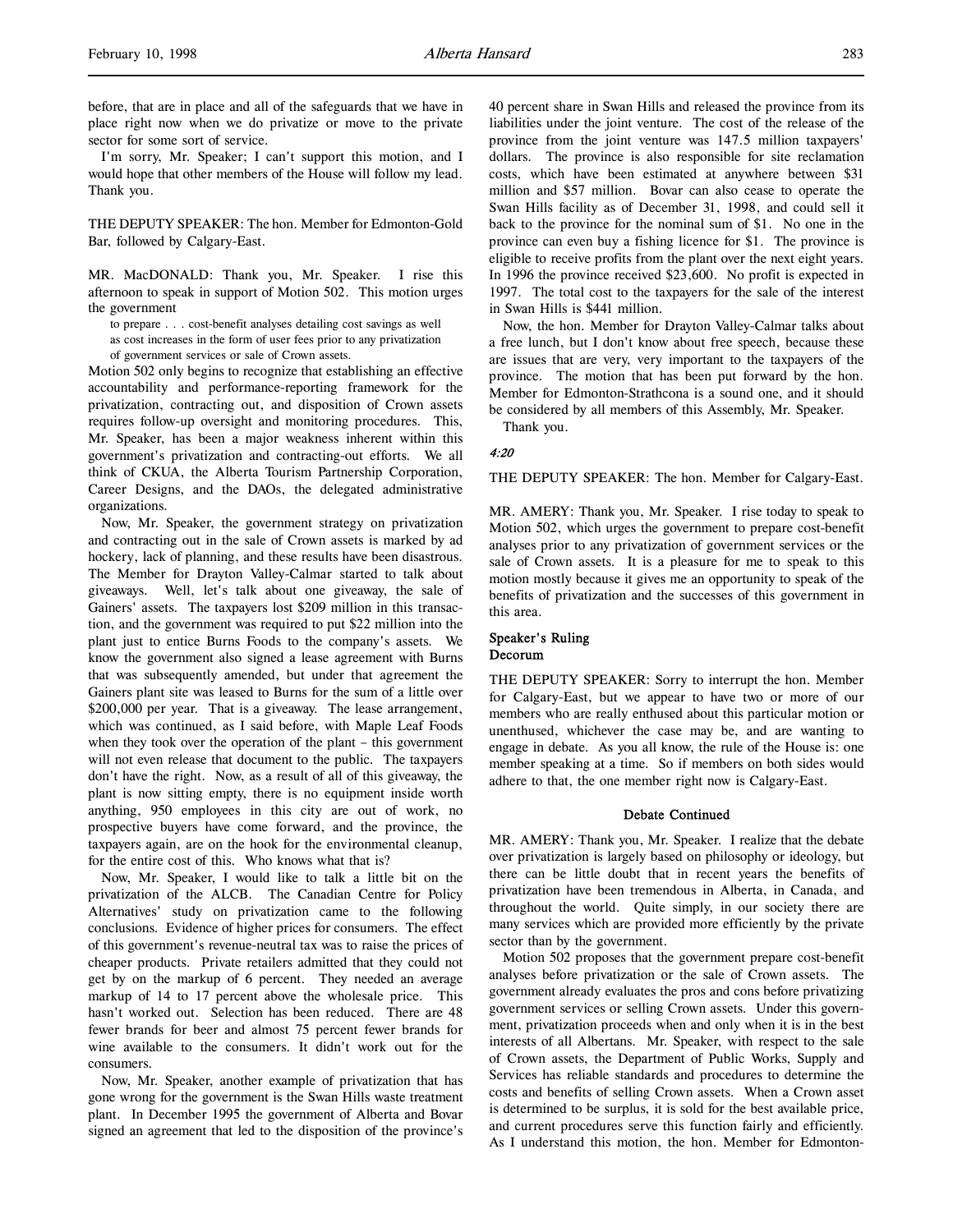before, that are in place and all of the safeguards that we have in place right now when we do privatize or move to the private sector for some sort of service.

I'm sorry, Mr. Speaker; I can't support this motion, and I would hope that other members of the House will follow my lead. Thank you.

THE DEPUTY SPEAKER: The hon. Member for Edmonton-Gold Bar, followed by Calgary-East.

MR. MacDONALD: Thank you, Mr. Speaker. I rise this afternoon to speak in support of Motion 502. This motion urges the government

> to prepare . . . cost-benefit analyses detailing cost savings as well as cost increases in the form of user fees prior to any privatization of government services or sale of Crown assets.

Motion 502 only begins to recognize that establishing an effective accountability and performance-reporting framework for the privatization, contracting out, and disposition of Crown assets requires follow-up oversight and monitoring procedures. This, Mr. Speaker, has been a major weakness inherent within this government's privatization and contracting-out efforts. We all think of CKUA, the Alberta Tourism Partnership Corporation, Career Designs, and the DAOs, the delegated administrative organizations.

Now, Mr. Speaker, the government strategy on privatization and contracting out in the sale of Crown assets is marked by ad hockery, lack of planning, and these results have been disastrous. The Member for Drayton Valley-Calmar started to talk about giveaways. Well, let's talk about one giveaway, the sale of Gainers' assets. The taxpayers lost $209 million in this transaction, and the government was required to put $22 million into the plant just to entice Burns Foods to the company's assets. We know the government also signed a lease agreement with Burns that was subsequently amended, but under that agreement the Gainers plant site was leased to Burns for the sum of a little over $200,000 per year. That is a giveaway. The lease arrangement, which was continued, as I said before, with Maple Leaf Foods when they took over the operation of the plant – this government will not even release that document to the public. The taxpayers don't have the right. Now, as a result of all of this giveaway, the plant is now sitting empty, there is no equipment inside worth anything, 950 employees in this city are out of work, no prospective buyers have come forward, and the province, the taxpayers again, are on the hook for the environmental cleanup, for the entire cost of this. Who knows what that is?

Now, Mr. Speaker, I would like to talk a little bit on the privatization of the ALCB. The Canadian Centre for Policy Alternatives' study on privatization came to the following conclusions. Evidence of higher prices for consumers. The effect of this government's revenue-neutral tax was to raise the prices of cheaper products. Private retailers admitted that they could not get by on the markup of 6 percent. They needed an average markup of 14 to 17 percent above the wholesale price. This hasn't worked out. Selection has been reduced. There are 48 fewer brands for beer and almost 75 percent fewer brands for wine available to the consumers. It didn't work out for the consumers.

Now, Mr. Speaker, another example of privatization that has gone wrong for the government is the Swan Hills waste treatment plant. In December 1995 the government of Alberta and Bovar signed an agreement that led to the disposition of the province's 40 percent share in Swan Hills and released the province from its liabilities under the joint venture. The cost of the release of the province from the joint venture was 147.5 million taxpayers' dollars. The province is also responsible for site reclamation costs, which have been estimated at anywhere between $31 million and $57 million. Bovar can also cease to operate the Swan Hills facility as of December 31, 1998, and could sell it back to the province for the nominal sum of $1. No one in the province can even buy a fishing licence for $1. The province is eligible to receive profits from the plant over the next eight years. In 1996 the province received $23,600. No profit is expected in 1997. The total cost to the taxpayers for the sale of the interest in Swan Hills is $441 million.

Now, the hon. Member for Drayton Valley-Calmar talks about a free lunch, but I don't know about free speech, because these are issues that are very, very important to the taxpayers of the province. The motion that has been put forward by the hon. Member for Edmonton-Strathcona is a sound one, and it should be considered by all members of this Assembly, Mr. Speaker.

Thank you.

*4:20*

THE DEPUTY SPEAKER: The hon. Member for Calgary-East.

MR. AMERY: Thank you, Mr. Speaker. I rise today to speak to Motion 502, which urges the government to prepare cost-benefit analyses prior to any privatization of government services or the sale of Crown assets. It is a pleasure for me to speak to this motion mostly because it gives me an opportunity to speak of the benefits of privatization and the successes of this government in this area.

### Speaker's Ruling
### Decorum

THE DEPUTY SPEAKER: Sorry to interrupt the hon. Member for Calgary-East, but we appear to have two or more of our members who are really enthused about this particular motion or unenthused, whichever the case may be, and are wanting to engage in debate. As you all know, the rule of the House is: one member speaking at a time. So if members on both sides would adhere to that, the one member right now is Calgary-East.

### Debate Continued

MR. AMERY: Thank you, Mr. Speaker. I realize that the debate over privatization is largely based on philosophy or ideology, but there can be little doubt that in recent years the benefits of privatization have been tremendous in Alberta, in Canada, and throughout the world. Quite simply, in our society there are many services which are provided more efficiently by the private sector than by the government.

Motion 502 proposes that the government prepare cost-benefit analyses before privatization or the sale of Crown assets. The government already evaluates the pros and cons before privatizing government services or selling Crown assets. Under this government, privatization proceeds when and only when it is in the best interests of all Albertans. Mr. Speaker, with respect to the sale of Crown assets, the Department of Public Works, Supply and Services has reliable standards and procedures to determine the costs and benefits of selling Crown assets. When a Crown asset is determined to be surplus, it is sold for the best available price, and current procedures serve this function fairly and efficiently. As I understand this motion, the hon. Member for Edmonton-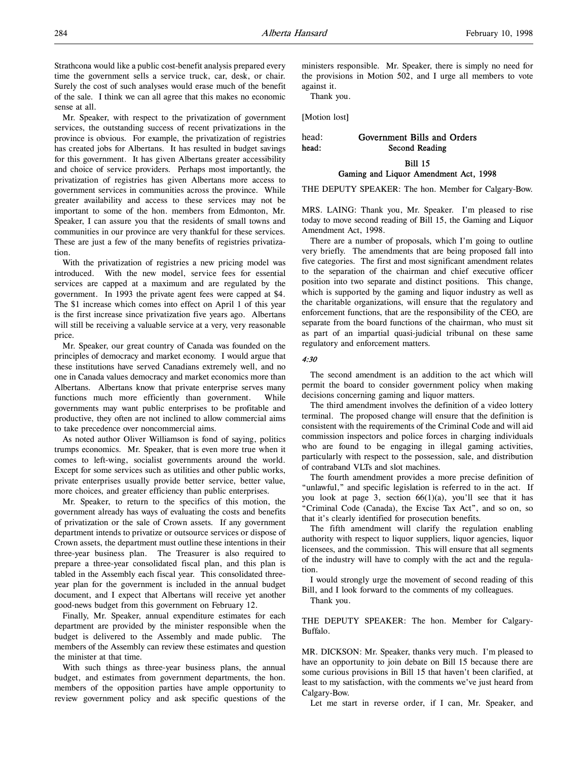Strathcona would like a public cost-benefit analysis prepared every time the government sells a service truck, car, desk, or chair. Surely the cost of such analyses would erase much of the benefit of the sale. I think we can all agree that this makes no economic sense at all.

Mr. Speaker, with respect to the privatization of government services, the outstanding success of recent privatizations in the province is obvious. For example, the privatization of registries has created jobs for Albertans. It has resulted in budget savings for this government. It has given Albertans greater accessibility and choice of service providers. Perhaps most importantly, the privatization of registries has given Albertans more access to government services in communities across the province. While greater availability and access to these services may not be important to some of the hon. members from Edmonton, Mr. Speaker, I can assure you that the residents of small towns and communities in our province are very thankful for these services. These are just a few of the many benefits of registries privatization.

With the privatization of registries a new pricing model was introduced. With the new model, service fees for essential services are capped at a maximum and are regulated by the government. In 1993 the private agent fees were capped at $4. The $1 increase which comes into effect on April 1 of this year is the first increase since privatization five years ago. Albertans will still be receiving a valuable service at a very, very reasonable price.

Mr. Speaker, our great country of Canada was founded on the principles of democracy and market economy. I would argue that these institutions have served Canadians extremely well, and no one in Canada values democracy and market economics more than Albertans. Albertans know that private enterprise serves many functions much more efficiently than government. While governments may want public enterprises to be profitable and productive, they often are not inclined to allow commercial aims to take precedence over noncommercial aims.

As noted author Oliver Williamson is fond of saying, politics trumps economics. Mr. Speaker, that is even more true when it comes to left-wing, socialist governments around the world. Except for some services such as utilities and other public works, private enterprises usually provide better service, better value, more choices, and greater efficiency than public enterprises.

Mr. Speaker, to return to the specifics of this motion, the government already has ways of evaluating the costs and benefits of privatization or the sale of Crown assets. If any government department intends to privatize or outsource services or dispose of Crown assets, the department must outline these intentions in their three-year business plan. The Treasurer is also required to prepare a three-year consolidated fiscal plan, and this plan is tabled in the Assembly each fiscal year. This consolidated three-year plan for the government is included in the annual budget document, and I expect that Albertans will receive yet another good-news budget from this government on February 12.

Finally, Mr. Speaker, annual expenditure estimates for each department are provided by the minister responsible when the budget is delivered to the Assembly and made public. The members of the Assembly can review these estimates and question the minister at that time.

With such things as three-year business plans, the annual budget, and estimates from government departments, the hon. members of the opposition parties have ample opportunity to review government policy and ask specific questions of the ministers responsible. Mr. Speaker, there is simply no need for the provisions in Motion 502, and I urge all members to vote against it.

Thank you.

[Motion lost]

head: **Government Bills and Orders**
head: **Second Reading**

## Bill 15
## Gaming and Liquor Amendment Act, 1998

THE DEPUTY SPEAKER: The hon. Member for Calgary-Bow.

MRS. LAING: Thank you, Mr. Speaker. I'm pleased to rise today to move second reading of Bill 15, the Gaming and Liquor Amendment Act, 1998.

There are a number of proposals, which I'm going to outline very briefly. The amendments that are being proposed fall into five categories. The first and most significant amendment relates to the separation of the chairman and chief executive officer position into two separate and distinct positions. This change, which is supported by the gaming and liquor industry as well as the charitable organizations, will ensure that the regulatory and enforcement functions, that are the responsibility of the CEO, are separate from the board functions of the chairman, who must sit as part of an impartial quasi-judicial tribunal on these same regulatory and enforcement matters.

*4:30*

The second amendment is an addition to the act which will permit the board to consider government policy when making decisions concerning gaming and liquor matters.

The third amendment involves the definition of a video lottery terminal. The proposed change will ensure that the definition is consistent with the requirements of the Criminal Code and will aid commission inspectors and police forces in charging individuals who are found to be engaging in illegal gaming activities, particularly with respect to the possession, sale, and distribution of contraband VLTs and slot machines.

The fourth amendment provides a more precise definition of "unlawful," and specific legislation is referred to in the act. If you look at page 3, section 66(1)(a), you'll see that it has "Criminal Code (Canada), the Excise Tax Act", and so on, so that it's clearly identified for prosecution benefits.

The fifth amendment will clarify the regulation enabling authority with respect to liquor suppliers, liquor agencies, liquor licensees, and the commission. This will ensure that all segments of the industry will have to comply with the act and the regulation.

I would strongly urge the movement of second reading of this Bill, and I look forward to the comments of my colleagues.

Thank you.

THE DEPUTY SPEAKER: The hon. Member for Calgary-Buffalo.

MR. DICKSON: Mr. Speaker, thanks very much. I'm pleased to have an opportunity to join debate on Bill 15 because there are some curious provisions in Bill 15 that haven't been clarified, at least to my satisfaction, with the comments we've just heard from Calgary-Bow.

Let me start in reverse order, if I can, Mr. Speaker, and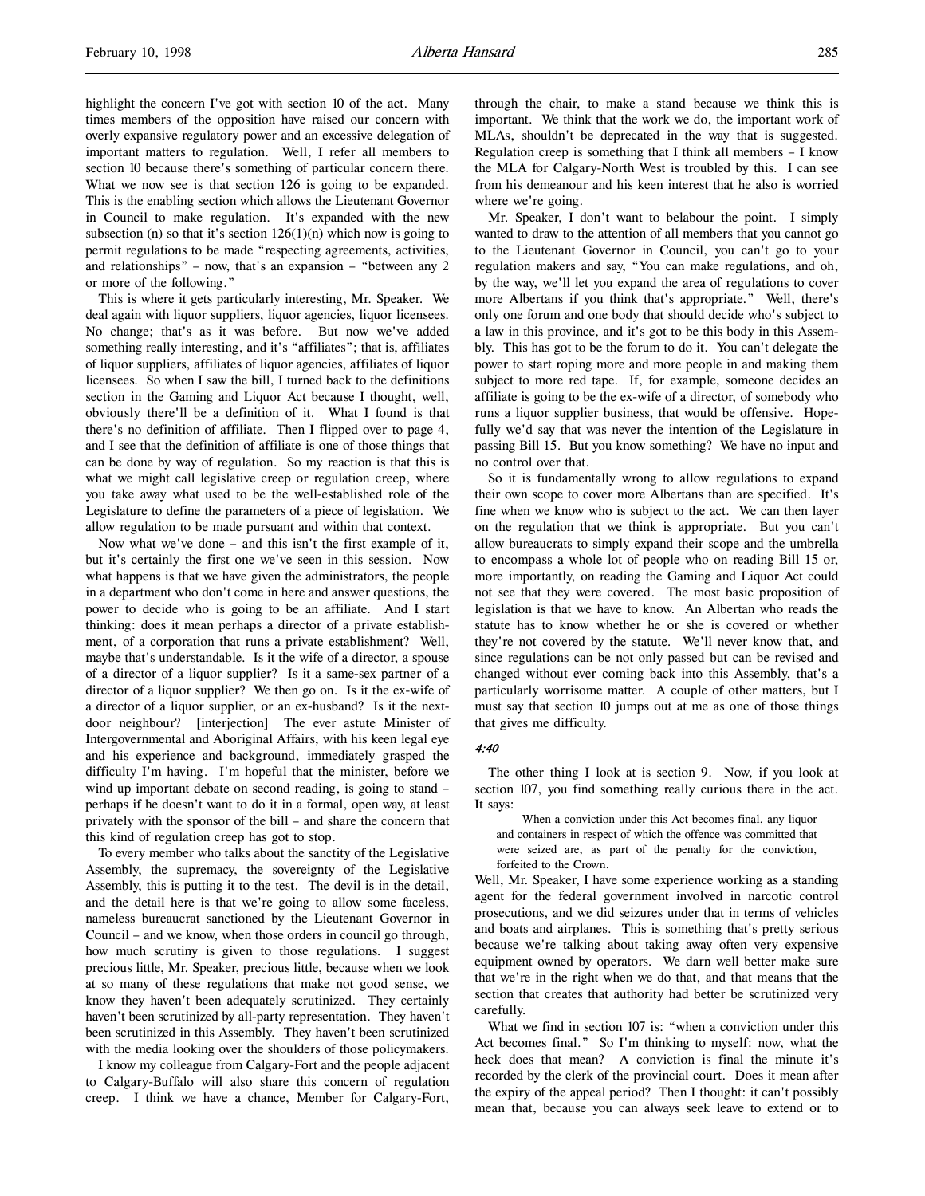highlight the concern I've got with section 10 of the act. Many times members of the opposition have raised our concern with overly expansive regulatory power and an excessive delegation of important matters to regulation. Well, I refer all members to section 10 because there's something of particular concern there. What we now see is that section 126 is going to be expanded. This is the enabling section which allows the Lieutenant Governor in Council to make regulation. It's expanded with the new subsection (n) so that it's section 126(1)(n) which now is going to permit regulations to be made "respecting agreements, activities, and relationships" – now, that's an expansion – "between any 2 or more of the following."

This is where it gets particularly interesting, Mr. Speaker. We deal again with liquor suppliers, liquor agencies, liquor licensees. No change; that's as it was before. But now we've added something really interesting, and it's "affiliates"; that is, affiliates of liquor suppliers, affiliates of liquor agencies, affiliates of liquor licensees. So when I saw the bill, I turned back to the definitions section in the Gaming and Liquor Act because I thought, well, obviously there'll be a definition of it. What I found is that there's no definition of affiliate. Then I flipped over to page 4, and I see that the definition of affiliate is one of those things that can be done by way of regulation. So my reaction is that this is what we might call legislative creep or regulation creep, where you take away what used to be the well-established role of the Legislature to define the parameters of a piece of legislation. We allow regulation to be made pursuant and within that context.

Now what we've done – and this isn't the first example of it, but it's certainly the first one we've seen in this session. Now what happens is that we have given the administrators, the people in a department who don't come in here and answer questions, the power to decide who is going to be an affiliate. And I start thinking: does it mean perhaps a director of a private establishment, of a corporation that runs a private establishment? Well, maybe that's understandable. Is it the wife of a director, a spouse of a director of a liquor supplier? Is it a same-sex partner of a director of a liquor supplier? We then go on. Is it the ex-wife of a director of a liquor supplier, or an ex-husband? Is it the next-door neighbour? [interjection] The ever astute Minister of Intergovernmental and Aboriginal Affairs, with his keen legal eye and his experience and background, immediately grasped the difficulty I'm having. I'm hopeful that the minister, before we wind up important debate on second reading, is going to stand – perhaps if he doesn't want to do it in a formal, open way, at least privately with the sponsor of the bill – and share the concern that this kind of regulation creep has got to stop.

To every member who talks about the sanctity of the Legislative Assembly, the supremacy, the sovereignty of the Legislative Assembly, this is putting it to the test. The devil is in the detail, and the detail here is that we're going to allow some faceless, nameless bureaucrat sanctioned by the Lieutenant Governor in Council – and we know, when those orders in council go through, how much scrutiny is given to those regulations. I suggest precious little, Mr. Speaker, precious little, because when we look at so many of these regulations that make not good sense, we know they haven't been adequately scrutinized. They certainly haven't been scrutinized by all-party representation. They haven't been scrutinized in this Assembly. They haven't been scrutinized with the media looking over the shoulders of those policymakers.

I know my colleague from Calgary-Fort and the people adjacent to Calgary-Buffalo will also share this concern of regulation creep. I think we have a chance, Member for Calgary-Fort, through the chair, to make a stand because we think this is important. We think that the work we do, the important work of MLAs, shouldn't be deprecated in the way that is suggested. Regulation creep is something that I think all members – I know the MLA for Calgary-North West is troubled by this. I can see from his demeanour and his keen interest that he also is worried where we're going.

Mr. Speaker, I don't want to belabour the point. I simply wanted to draw to the attention of all members that you cannot go to the Lieutenant Governor in Council, you can't go to your regulation makers and say, "You can make regulations, and oh, by the way, we'll let you expand the area of regulations to cover more Albertans if you think that's appropriate." Well, there's only one forum and one body that should decide who's subject to a law in this province, and it's got to be this body in this Assembly. This has got to be the forum to do it. You can't delegate the power to start roping more and more people in and making them subject to more red tape. If, for example, someone decides an affiliate is going to be the ex-wife of a director, of somebody who runs a liquor supplier business, that would be offensive. Hopefully we'd say that was never the intention of the Legislature in passing Bill 15. But you know something? We have no input and no control over that.

So it is fundamentally wrong to allow regulations to expand their own scope to cover more Albertans than are specified. It's fine when we know who is subject to the act. We can then layer on the regulation that we think is appropriate. But you can't allow bureaucrats to simply expand their scope and the umbrella to encompass a whole lot of people who on reading Bill 15 or, more importantly, on reading the Gaming and Liquor Act could not see that they were covered. The most basic proposition of legislation is that we have to know. An Albertan who reads the statute has to know whether he or she is covered or whether they're not covered by the statute. We'll never know that, and since regulations can be not only passed but can be revised and changed without ever coming back into this Assembly, that's a particularly worrisome matter. A couple of other matters, but I must say that section 10 jumps out at me as one of those things that gives me difficulty.

*4:40*

The other thing I look at is section 9. Now, if you look at section 107, you find something really curious there in the act. It says:

> When a conviction under this Act becomes final, any liquor and containers in respect of which the offence was committed that were seized are, as part of the penalty for the conviction, forfeited to the Crown.

Well, Mr. Speaker, I have some experience working as a standing agent for the federal government involved in narcotic control prosecutions, and we did seizures under that in terms of vehicles and boats and airplanes. This is something that's pretty serious because we're talking about taking away often very expensive equipment owned by operators. We darn well better make sure that we're in the right when we do that, and that means that the section that creates that authority had better be scrutinized very carefully.

What we find in section 107 is: "when a conviction under this Act becomes final." So I'm thinking to myself: now, what the heck does that mean? A conviction is final the minute it's recorded by the clerk of the provincial court. Does it mean after the expiry of the appeal period? Then I thought: it can't possibly mean that, because you can always seek leave to extend or to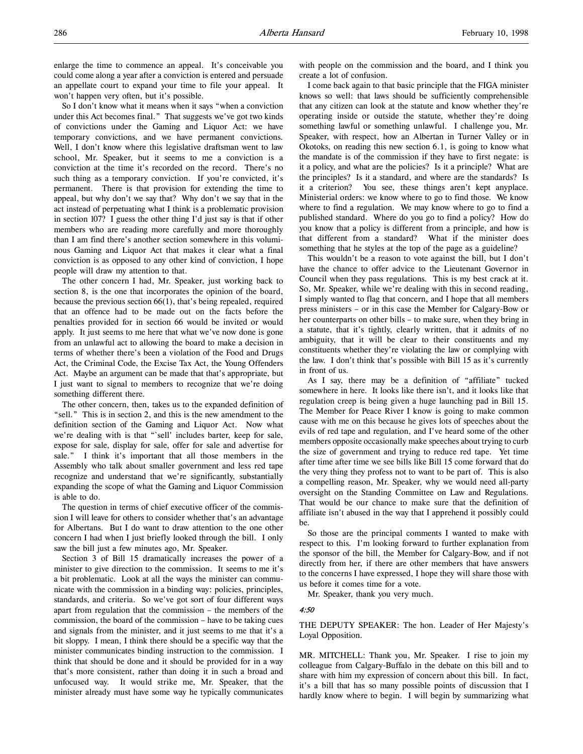enlarge the time to commence an appeal. It's conceivable you could come along a year after a conviction is entered and persuade an appellate court to expand your time to file your appeal. It won't happen very often, but it's possible.

So I don't know what it means when it says "when a conviction under this Act becomes final." That suggests we've got two kinds of convictions under the Gaming and Liquor Act: we have temporary convictions, and we have permanent convictions. Well, I don't know where this legislative draftsman went to law school, Mr. Speaker, but it seems to me a conviction is a conviction at the time it's recorded on the record. There's no such thing as a temporary conviction. If you're convicted, it's permanent. There is that provision for extending the time to appeal, but why don't we say that? Why don't we say that in the act instead of perpetuating what I think is a problematic provision in section 107? I guess the other thing I'd just say is that if other members who are reading more carefully and more thoroughly than I am find there's another section somewhere in this voluminous Gaming and Liquor Act that makes it clear what a final conviction is as opposed to any other kind of conviction, I hope people will draw my attention to that.

The other concern I had, Mr. Speaker, just working back to section 8, is the one that incorporates the opinion of the board, because the previous section 66(1), that's being repealed, required that an offence had to be made out on the facts before the penalties provided for in section 66 would be invited or would apply. It just seems to me here that what we've now done is gone from an unlawful act to allowing the board to make a decision in terms of whether there's been a violation of the Food and Drugs Act, the Criminal Code, the Excise Tax Act, the Young Offenders Act. Maybe an argument can be made that that's appropriate, but I just want to signal to members to recognize that we're doing something different there.

The other concern, then, takes us to the expanded definition of "sell." This is in section 2, and this is the new amendment to the definition section of the Gaming and Liquor Act. Now what we're dealing with is that "`sell' includes barter, keep for sale, expose for sale, display for sale, offer for sale and advertise for sale." I think it's important that all those members in the Assembly who talk about smaller government and less red tape recognize and understand that we're significantly, substantially expanding the scope of what the Gaming and Liquor Commission is able to do.

The question in terms of chief executive officer of the commission I will leave for others to consider whether that's an advantage for Albertans. But I do want to draw attention to the one other concern I had when I just briefly looked through the bill. I only saw the bill just a few minutes ago, Mr. Speaker.

Section 3 of Bill 15 dramatically increases the power of a minister to give direction to the commission. It seems to me it's a bit problematic. Look at all the ways the minister can communicate with the commission in a binding way: policies, principles, standards, and criteria. So we've got sort of four different ways apart from regulation that the commission – the members of the commission, the board of the commission – have to be taking cues and signals from the minister, and it just seems to me that it's a bit sloppy. I mean, I think there should be a specific way that the minister communicates binding instruction to the commission. I think that should be done and it should be provided for in a way that's more consistent, rather than doing it in such a broad and unfocused way. It would strike me, Mr. Speaker, that the minister already must have some way he typically communicates with people on the commission and the board, and I think you create a lot of confusion.

I come back again to that basic principle that the FIGA minister knows so well: that laws should be sufficiently comprehensible that any citizen can look at the statute and know whether they're operating inside or outside the statute, whether they're doing something lawful or something unlawful. I challenge you, Mr. Speaker, with respect, how an Albertan in Turner Valley or in Okotoks, on reading this new section 6.1, is going to know what the mandate is of the commission if they have to first negate: is it a policy, and what are the policies? Is it a principle? What are the principles? Is it a standard, and where are the standards? Is it a criterion? You see, these things aren't kept anyplace. Ministerial orders: we know where to go to find those. We know where to find a regulation. We may know where to go to find a published standard. Where do you go to find a policy? How do you know that a policy is different from a principle, and how is that different from a standard? What if the minister does something that he styles at the top of the page as a guideline?

This wouldn't be a reason to vote against the bill, but I don't have the chance to offer advice to the Lieutenant Governor in Council when they pass regulations. This is my best crack at it. So, Mr. Speaker, while we're dealing with this in second reading, I simply wanted to flag that concern, and I hope that all members press ministers – or in this case the Member for Calgary-Bow or her counterparts on other bills – to make sure, when they bring in a statute, that it's tightly, clearly written, that it admits of no ambiguity, that it will be clear to their constituents and my constituents whether they're violating the law or complying with the law. I don't think that's possible with Bill 15 as it's currently in front of us.

As I say, there may be a definition of "affiliate" tucked somewhere in here. It looks like there isn't, and it looks like that regulation creep is being given a huge launching pad in Bill 15. The Member for Peace River I know is going to make common cause with me on this because he gives lots of speeches about the evils of red tape and regulation, and I've heard some of the other members opposite occasionally make speeches about trying to curb the size of government and trying to reduce red tape. Yet time after time after time we see bills like Bill 15 come forward that do the very thing they profess not to want to be part of. This is also a compelling reason, Mr. Speaker, why we would need all-party oversight on the Standing Committee on Law and Regulations. That would be our chance to make sure that the definition of affiliate isn't abused in the way that I apprehend it possibly could be.

So those are the principal comments I wanted to make with respect to this. I'm looking forward to further explanation from the sponsor of the bill, the Member for Calgary-Bow, and if not directly from her, if there are other members that have answers to the concerns I have expressed, I hope they will share those with us before it comes time for a vote.

Mr. Speaker, thank you very much.

*4:50*

THE DEPUTY SPEAKER: The hon. Leader of Her Majesty's Loyal Opposition.

MR. MITCHELL: Thank you, Mr. Speaker. I rise to join my colleague from Calgary-Buffalo in the debate on this bill and to share with him my expression of concern about this bill. In fact, it's a bill that has so many possible points of discussion that I hardly know where to begin. I will begin by summarizing what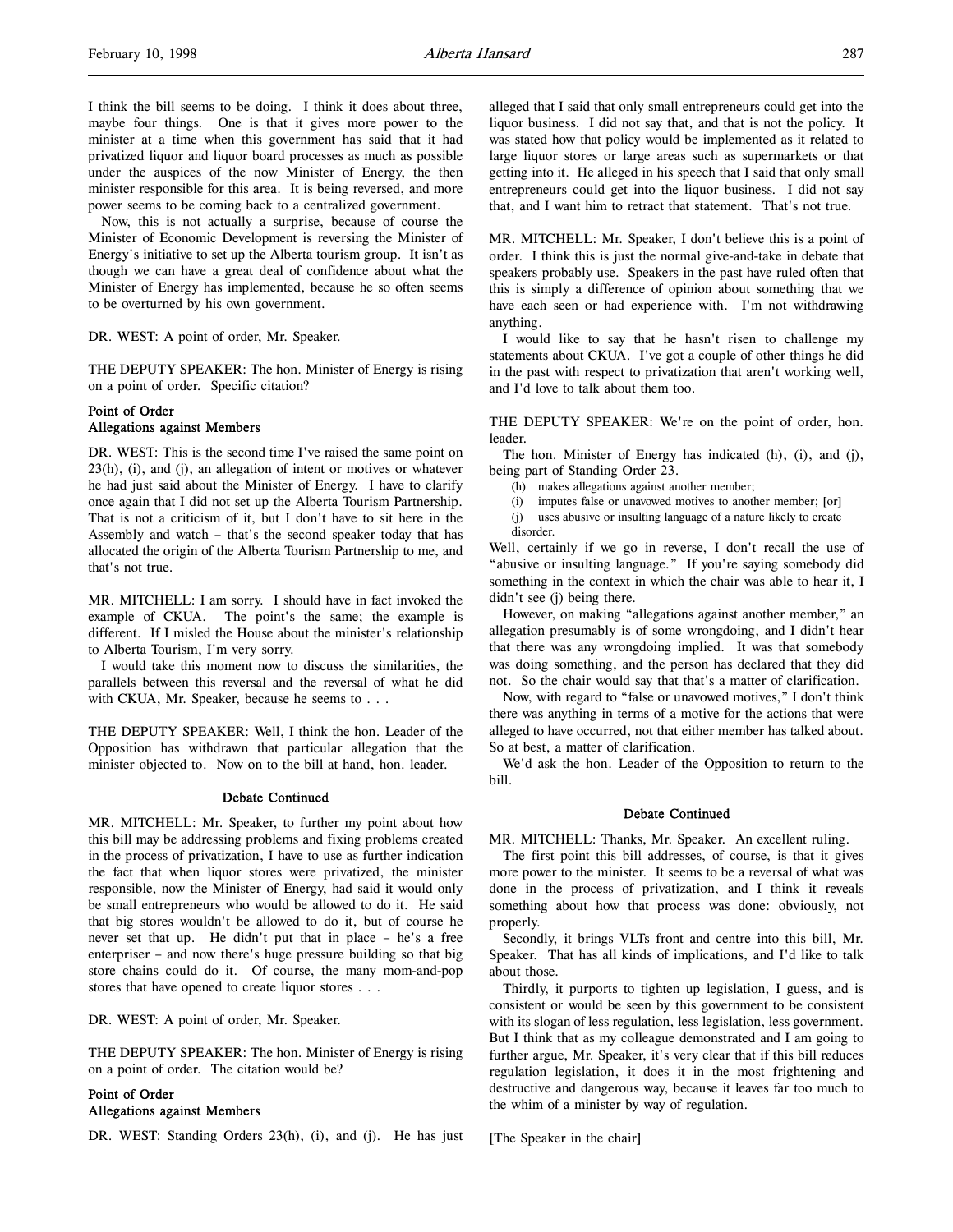I think the bill seems to be doing. I think it does about three, maybe four things. One is that it gives more power to the minister at a time when this government has said that it had privatized liquor and liquor board processes as much as possible under the auspices of the now Minister of Energy, the then minister responsible for this area. It is being reversed, and more power seems to be coming back to a centralized government.

Now, this is not actually a surprise, because of course the Minister of Economic Development is reversing the Minister of Energy's initiative to set up the Alberta tourism group. It isn't as though we can have a great deal of confidence about what the Minister of Energy has implemented, because he so often seems to be overturned by his own government.

DR. WEST: A point of order, Mr. Speaker.

THE DEPUTY SPEAKER: The hon. Minister of Energy is rising on a point of order. Specific citation?

### Point of Order
### Allegations against Members

DR. WEST: This is the second time I've raised the same point on 23(h), (i), and (j), an allegation of intent or motives or whatever he had just said about the Minister of Energy. I have to clarify once again that I did not set up the Alberta Tourism Partnership. That is not a criticism of it, but I don't have to sit here in the Assembly and watch – that's the second speaker today that has allocated the origin of the Alberta Tourism Partnership to me, and that's not true.

MR. MITCHELL: I am sorry. I should have in fact invoked the example of CKUA. The point's the same; the example is different. If I misled the House about the minister's relationship to Alberta Tourism, I'm very sorry.

I would take this moment now to discuss the similarities, the parallels between this reversal and the reversal of what he did with CKUA, Mr. Speaker, because he seems to . . .

THE DEPUTY SPEAKER: Well, I think the hon. Leader of the Opposition has withdrawn that particular allegation that the minister objected to. Now on to the bill at hand, hon. leader.

### Debate Continued

MR. MITCHELL: Mr. Speaker, to further my point about how this bill may be addressing problems and fixing problems created in the process of privatization, I have to use as further indication the fact that when liquor stores were privatized, the minister responsible, now the Minister of Energy, had said it would only be small entrepreneurs who would be allowed to do it. He said that big stores wouldn't be allowed to do it, but of course he never set that up. He didn't put that in place – he's a free enterpriser – and now there's huge pressure building so that big store chains could do it. Of course, the many mom-and-pop stores that have opened to create liquor stores . . .

DR. WEST: A point of order, Mr. Speaker.

THE DEPUTY SPEAKER: The hon. Minister of Energy is rising on a point of order. The citation would be?

### Point of Order
### Allegations against Members

DR. WEST: Standing Orders 23(h), (i), and (j). He has just alleged that I said that only small entrepreneurs could get into the liquor business. I did not say that, and that is not the policy. It was stated how that policy would be implemented as it related to large liquor stores or large areas such as supermarkets or that getting into it. He alleged in his speech that I said that only small entrepreneurs could get into the liquor business. I did not say that, and I want him to retract that statement. That's not true.

MR. MITCHELL: Mr. Speaker, I don't believe this is a point of order. I think this is just the normal give-and-take in debate that speakers probably use. Speakers in the past have ruled often that this is simply a difference of opinion about something that we have each seen or had experience with. I'm not withdrawing anything.

I would like to say that he hasn't risen to challenge my statements about CKUA. I've got a couple of other things he did in the past with respect to privatization that aren't working well, and I'd love to talk about them too.

THE DEPUTY SPEAKER: We're on the point of order, hon. leader.

The hon. Minister of Energy has indicated (h), (i), and (j), being part of Standing Order 23.

(h) makes allegations against another member;
(i) imputes false or unavowed motives to another member; [or]
(j) uses abusive or insulting language of a nature likely to create disorder.

Well, certainly if we go in reverse, I don't recall the use of "abusive or insulting language." If you're saying somebody did something in the context in which the chair was able to hear it, I didn't see (j) being there.

However, on making "allegations against another member," an allegation presumably is of some wrongdoing, and I didn't hear that there was any wrongdoing implied. It was that somebody was doing something, and the person has declared that they did not. So the chair would say that that's a matter of clarification.

Now, with regard to "false or unavowed motives," I don't think there was anything in terms of a motive for the actions that were alleged to have occurred, not that either member has talked about. So at best, a matter of clarification.

We'd ask the hon. Leader of the Opposition to return to the bill.

### Debate Continued

MR. MITCHELL: Thanks, Mr. Speaker. An excellent ruling.

The first point this bill addresses, of course, is that it gives more power to the minister. It seems to be a reversal of what was done in the process of privatization, and I think it reveals something about how that process was done: obviously, not properly.

Secondly, it brings VLTs front and centre into this bill, Mr. Speaker. That has all kinds of implications, and I'd like to talk about those.

Thirdly, it purports to tighten up legislation, I guess, and is consistent or would be seen by this government to be consistent with its slogan of less regulation, less legislation, less government. But I think that as my colleague demonstrated and I am going to further argue, Mr. Speaker, it's very clear that if this bill reduces regulation legislation, it does it in the most frightening and destructive and dangerous way, because it leaves far too much to the whim of a minister by way of regulation.

[The Speaker in the chair]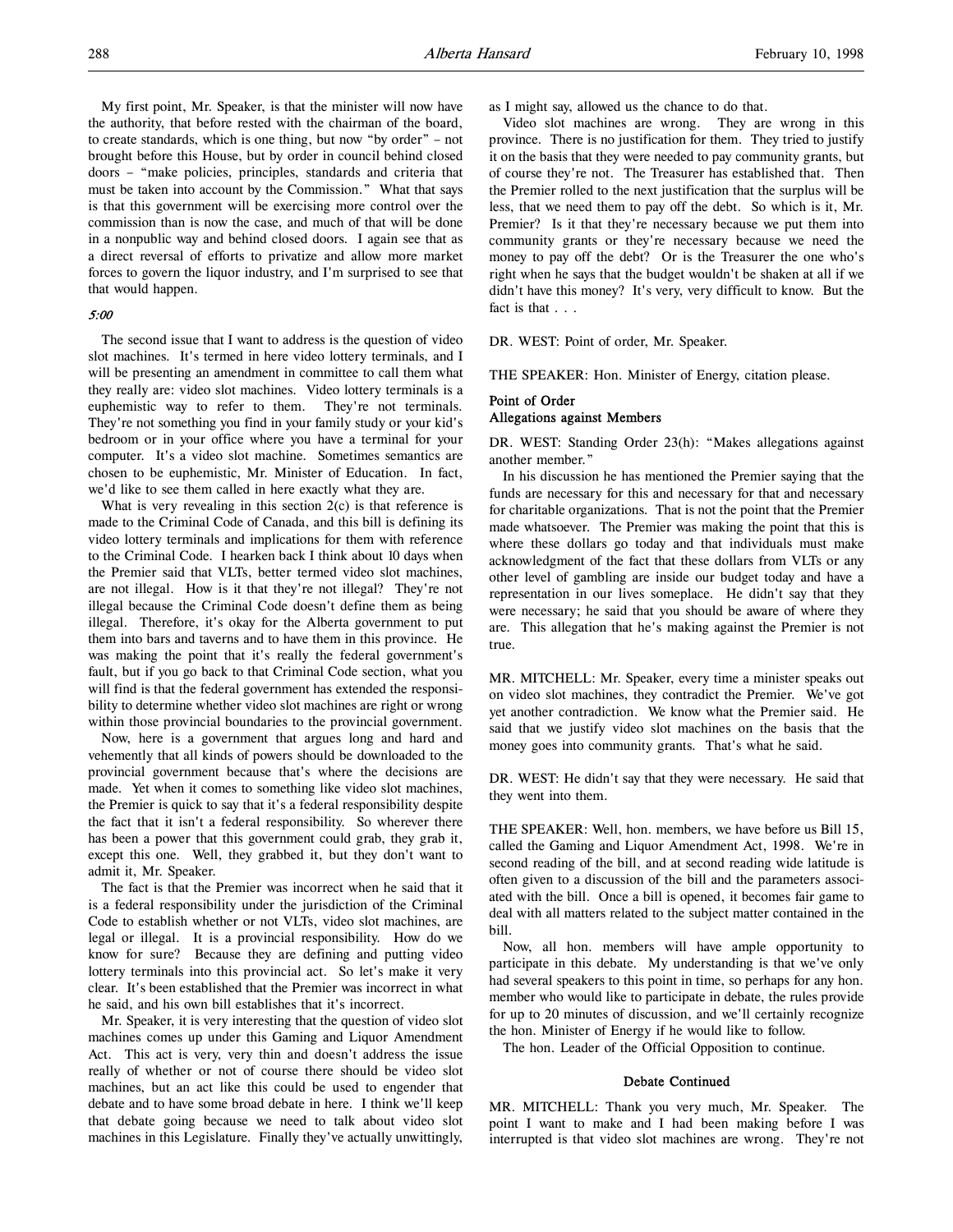My first point, Mr. Speaker, is that the minister will now have the authority, that before rested with the chairman of the board, to create standards, which is one thing, but now "by order" – not brought before this House, but by order in council behind closed doors – "make policies, principles, standards and criteria that must be taken into account by the Commission." What that says is that this government will be exercising more control over the commission than is now the case, and much of that will be done in a nonpublic way and behind closed doors. I again see that as a direct reversal of efforts to privatize and allow more market forces to govern the liquor industry, and I'm surprised to see that that would happen.

*5:00*

The second issue that I want to address is the question of video slot machines. It's termed in here video lottery terminals, and I will be presenting an amendment in committee to call them what they really are: video slot machines. Video lottery terminals is a euphemistic way to refer to them. They're not terminals. They're not something you find in your family study or your kid's bedroom or in your office where you have a terminal for your computer. It's a video slot machine. Sometimes semantics are chosen to be euphemistic, Mr. Minister of Education. In fact, we'd like to see them called in here exactly what they are.

What is very revealing in this section 2(c) is that reference is made to the Criminal Code of Canada, and this bill is defining its video lottery terminals and implications for them with reference to the Criminal Code. I hearken back I think about 10 days when the Premier said that VLTs, better termed video slot machines, are not illegal. How is it that they're not illegal? They're not illegal because the Criminal Code doesn't define them as being illegal. Therefore, it's okay for the Alberta government to put them into bars and taverns and to have them in this province. He was making the point that it's really the federal government's fault, but if you go back to that Criminal Code section, what you will find is that the federal government has extended the responsibility to determine whether video slot machines are right or wrong within those provincial boundaries to the provincial government.

Now, here is a government that argues long and hard and vehemently that all kinds of powers should be downloaded to the provincial government because that's where the decisions are made. Yet when it comes to something like video slot machines, the Premier is quick to say that it's a federal responsibility despite the fact that it isn't a federal responsibility. So wherever there has been a power that this government could grab, they grab it, except this one. Well, they grabbed it, but they don't want to admit it, Mr. Speaker.

The fact is that the Premier was incorrect when he said that it is a federal responsibility under the jurisdiction of the Criminal Code to establish whether or not VLTs, video slot machines, are legal or illegal. It is a provincial responsibility. How do we know for sure? Because they are defining and putting video lottery terminals into this provincial act. So let's make it very clear. It's been established that the Premier was incorrect in what he said, and his own bill establishes that it's incorrect.

Mr. Speaker, it is very interesting that the question of video slot machines comes up under this Gaming and Liquor Amendment Act. This act is very, very thin and doesn't address the issue really of whether or not of course there should be video slot machines, but an act like this could be used to engender that debate and to have some broad debate in here. I think we'll keep that debate going because we need to talk about video slot machines in this Legislature. Finally they've actually unwittingly, as I might say, allowed us the chance to do that.

Video slot machines are wrong. They are wrong in this province. There is no justification for them. They tried to justify it on the basis that they were needed to pay community grants, but of course they're not. The Treasurer has established that. Then the Premier rolled to the next justification that the surplus will be less, that we need them to pay off the debt. So which is it, Mr. Premier? Is it that they're necessary because we put them into community grants or they're necessary because we need the money to pay off the debt? Or is the Treasurer the one who's right when he says that the budget wouldn't be shaken at all if we didn't have this money? It's very, very difficult to know. But the fact is that . . .

DR. WEST: Point of order, Mr. Speaker.

THE SPEAKER: Hon. Minister of Energy, citation please.

### Point of Order
### Allegations against Members

DR. WEST: Standing Order 23(h): "Makes allegations against another member."

In his discussion he has mentioned the Premier saying that the funds are necessary for this and necessary for that and necessary for charitable organizations. That is not the point that the Premier made whatsoever. The Premier was making the point that this is where these dollars go today and that individuals must make acknowledgment of the fact that these dollars from VLTs or any other level of gambling are inside our budget today and have a representation in our lives someplace. He didn't say that they were necessary; he said that you should be aware of where they are. This allegation that he's making against the Premier is not true.

MR. MITCHELL: Mr. Speaker, every time a minister speaks out on video slot machines, they contradict the Premier. We've got yet another contradiction. We know what the Premier said. He said that we justify video slot machines on the basis that the money goes into community grants. That's what he said.

DR. WEST: He didn't say that they were necessary. He said that they went into them.

THE SPEAKER: Well, hon. members, we have before us Bill 15, called the Gaming and Liquor Amendment Act, 1998. We're in second reading of the bill, and at second reading wide latitude is often given to a discussion of the bill and the parameters associated with the bill. Once a bill is opened, it becomes fair game to deal with all matters related to the subject matter contained in the bill.

Now, all hon. members will have ample opportunity to participate in this debate. My understanding is that we've only had several speakers to this point in time, so perhaps for any hon. member who would like to participate in debate, the rules provide for up to 20 minutes of discussion, and we'll certainly recognize the hon. Minister of Energy if he would like to follow.

The hon. Leader of the Official Opposition to continue.

### Debate Continued

MR. MITCHELL: Thank you very much, Mr. Speaker. The point I want to make and I had been making before I was interrupted is that video slot machines are wrong. They're not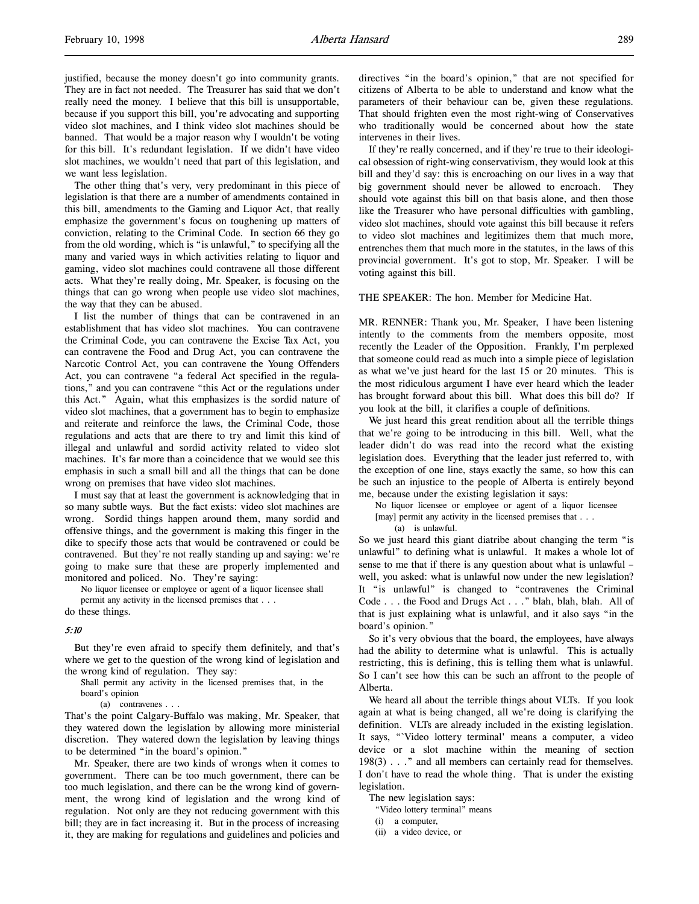justified, because the money doesn't go into community grants. They are in fact not needed. The Treasurer has said that we don't really need the money. I believe that this bill is unsupportable, because if you support this bill, you're advocating and supporting video slot machines, and I think video slot machines should be banned. That would be a major reason why I wouldn't be voting for this bill. It's redundant legislation. If we didn't have video slot machines, we wouldn't need that part of this legislation, and we want less legislation.

The other thing that's very, very predominant in this piece of legislation is that there are a number of amendments contained in this bill, amendments to the Gaming and Liquor Act, that really emphasize the government's focus on toughening up matters of conviction, relating to the Criminal Code. In section 66 they go from the old wording, which is "is unlawful," to specifying all the many and varied ways in which activities relating to liquor and gaming, video slot machines could contravene all those different acts. What they're really doing, Mr. Speaker, is focusing on the things that can go wrong when people use video slot machines, the way that they can be abused.

I list the number of things that can be contravened in an establishment that has video slot machines. You can contravene the Criminal Code, you can contravene the Excise Tax Act, you can contravene the Food and Drug Act, you can contravene the Narcotic Control Act, you can contravene the Young Offenders Act, you can contravene "a federal Act specified in the regulations," and you can contravene "this Act or the regulations under this Act." Again, what this emphasizes is the sordid nature of video slot machines, that a government has to begin to emphasize and reiterate and reinforce the laws, the Criminal Code, those regulations and acts that are there to try and limit this kind of illegal and unlawful and sordid activity related to video slot machines. It's far more than a coincidence that we would see this emphasis in such a small bill and all the things that can be done wrong on premises that have video slot machines.

I must say that at least the government is acknowledging that in so many subtle ways. But the fact exists: video slot machines are wrong. Sordid things happen around them, many sordid and offensive things, and the government is making this finger in the dike to specify those acts that would be contravened or could be contravened. But they're not really standing up and saying: we're going to make sure that these are properly implemented and monitored and policed. No. They're saying:

> No liquor licensee or employee or agent of a liquor licensee shall permit any activity in the licensed premises that . . .

do these things.

*5:10*

But they're even afraid to specify them definitely, and that's where we get to the question of the wrong kind of legislation and the wrong kind of regulation. They say:

> Shall permit any activity in the licensed premises that, in the board's opinion
>
> (a) contravenes . . .

That's the point Calgary-Buffalo was making, Mr. Speaker, that they watered down the legislation by allowing more ministerial discretion. They watered down the legislation by leaving things to be determined "in the board's opinion."

Mr. Speaker, there are two kinds of wrongs when it comes to government. There can be too much government, there can be too much legislation, and there can be the wrong kind of government, the wrong kind of legislation and the wrong kind of regulation. Not only are they not reducing government with this bill; they are in fact increasing it. But in the process of increasing it, they are making for regulations and guidelines and policies and directives "in the board's opinion," that are not specified for citizens of Alberta to be able to understand and know what the parameters of their behaviour can be, given these regulations. That should frighten even the most right-wing of Conservatives who traditionally would be concerned about how the state intervenes in their lives.

If they're really concerned, and if they're true to their ideological obsession of right-wing conservativism, they would look at this bill and they'd say: this is encroaching on our lives in a way that big government should never be allowed to encroach. They should vote against this bill on that basis alone, and then those like the Treasurer who have personal difficulties with gambling, video slot machines, should vote against this bill because it refers to video slot machines and legitimizes them that much more, entrenches them that much more in the statutes, in the laws of this provincial government. It's got to stop, Mr. Speaker. I will be voting against this bill.

THE SPEAKER: The hon. Member for Medicine Hat.

MR. RENNER: Thank you, Mr. Speaker, I have been listening intently to the comments from the members opposite, most recently the Leader of the Opposition. Frankly, I'm perplexed that someone could read as much into a simple piece of legislation as what we've just heard for the last 15 or 20 minutes. This is the most ridiculous argument I have ever heard which the leader has brought forward about this bill. What does this bill do? If you look at the bill, it clarifies a couple of definitions.

We just heard this great rendition about all the terrible things that we're going to be introducing in this bill. Well, what the leader didn't do was read into the record what the existing legislation does. Everything that the leader just referred to, with the exception of one line, stays exactly the same, so how this can be such an injustice to the people of Alberta is entirely beyond me, because under the existing legislation it says:

> No liquor licensee or employee or agent of a liquor licensee [may] permit any activity in the licensed premises that . . .
>
> (a) is unlawful.

So we just heard this giant diatribe about changing the term "is unlawful" to defining what is unlawful. It makes a whole lot of sense to me that if there is any question about what is unlawful – well, you asked: what is unlawful now under the new legislation? It "is unlawful" is changed to "contravenes the Criminal Code . . . the Food and Drugs Act . . ." blah, blah, blah. All of that is just explaining what is unlawful, and it also says "in the board's opinion."

So it's very obvious that the board, the employees, have always had the ability to determine what is unlawful. This is actually restricting, this is defining, this is telling them what is unlawful. So I can't see how this can be such an affront to the people of Alberta.

We heard all about the terrible things about VLTs. If you look again at what is being changed, all we're doing is clarifying the definition. VLTs are already included in the existing legislation. It says, "'Video lottery terminal' means a computer, a video device or a slot machine within the meaning of section 198(3) . . ." and all members can certainly read for themselves. I don't have to read the whole thing. That is under the existing legislation.

The new legislation says:

> "Video lottery terminal" means
>
> (i) a computer,
>
> (ii) a video device, or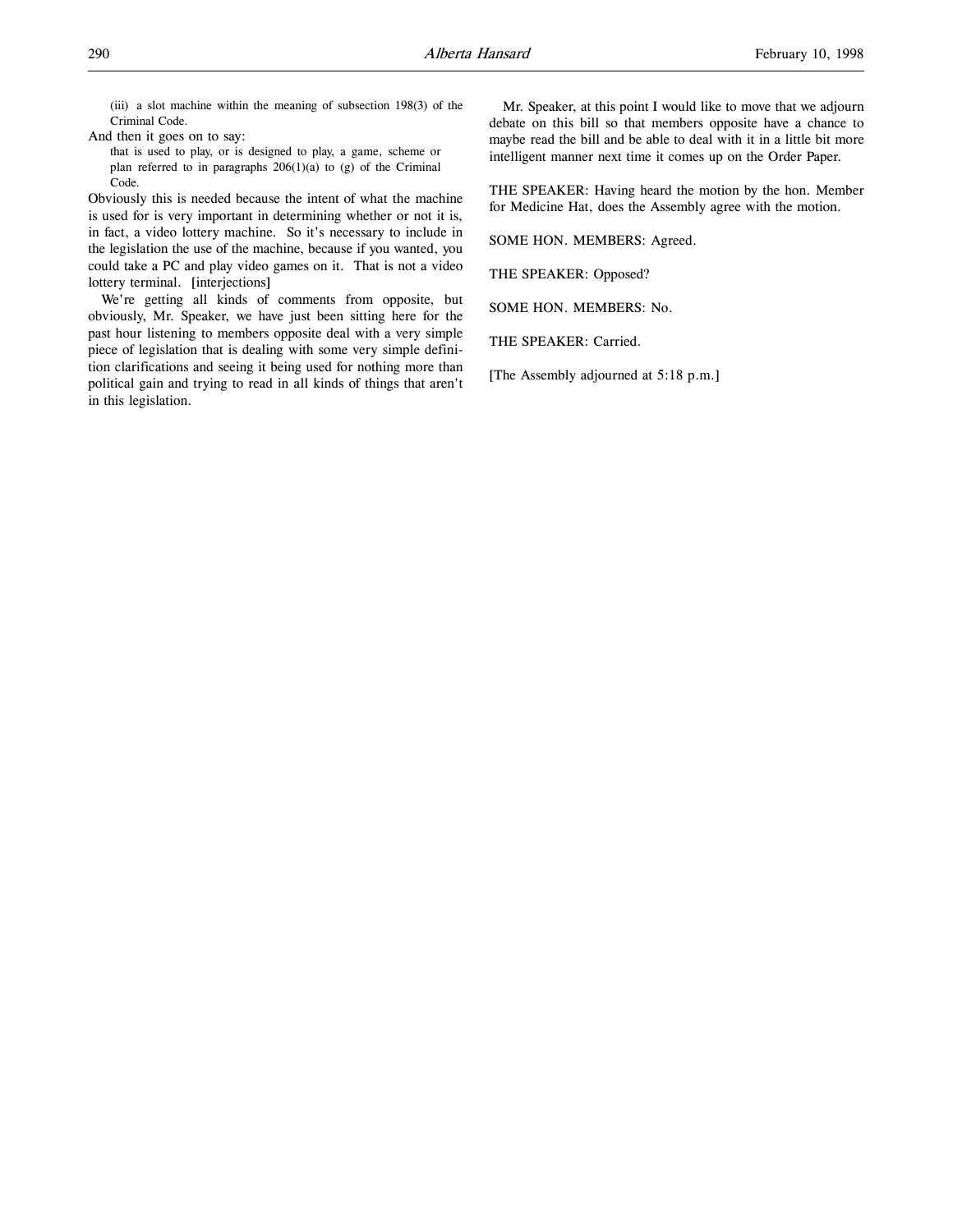> (iii) a slot machine within the meaning of subsection 198(3) of the Criminal Code.

And then it goes on to say:

> that is used to play, or is designed to play, a game, scheme or plan referred to in paragraphs 206(1)(a) to (g) of the Criminal Code.

Obviously this is needed because the intent of what the machine is used for is very important in determining whether or not it is, in fact, a video lottery machine. So it's necessary to include in the legislation the use of the machine, because if you wanted, you could take a PC and play video games on it. That is not a video lottery terminal. [interjections]

We're getting all kinds of comments from opposite, but obviously, Mr. Speaker, we have just been sitting here for the past hour listening to members opposite deal with a very simple piece of legislation that is dealing with some very simple definition clarifications and seeing it being used for nothing more than political gain and trying to read in all kinds of things that aren't in this legislation.

Mr. Speaker, at this point I would like to move that we adjourn debate on this bill so that members opposite have a chance to maybe read the bill and be able to deal with it in a little bit more intelligent manner next time it comes up on the Order Paper.

THE SPEAKER: Having heard the motion by the hon. Member for Medicine Hat, does the Assembly agree with the motion.

SOME HON. MEMBERS: Agreed.

THE SPEAKER: Opposed?

SOME HON. MEMBERS: No.

THE SPEAKER: Carried.

[The Assembly adjourned at 5:18 p.m.]